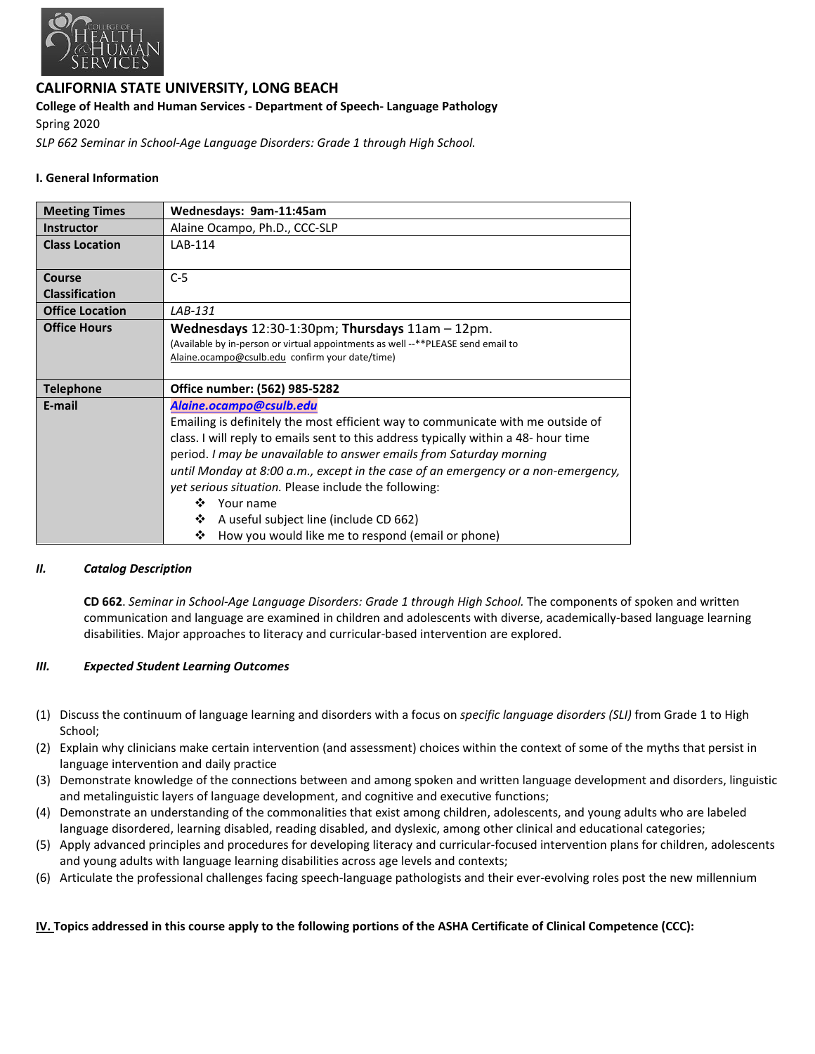# CALIFORNIA STATE UNIVERSITY, LONG BEACH

**College of Health and Human Services - Department of Speech- Language Pathology**

Spring 2020

*SLP 662 Seminar in School-Age Language Disorders: Grade 1 through High School.*

## I. General Information

| | |
|---|---|
| **Meeting Times** | **Wednesdays: 9am-11:45am** |
| **Instructor** | Alaine Ocampo, Ph.D., CCC-SLP |
| **Class Location** | LAB-114 |
| **Course Classification** | C-5 |
| **Office Location** | *LAB-131* |
| **Office Hours** | **Wednesdays** 12:30-1:30pm; **Thursdays** 11am – 12pm. (Available by in-person or virtual appointments as well --**PLEASE send email to Alaine.ocampo@csulb.edu confirm your date/time) |
| **Telephone** | **Office number: (562) 985-5282** |
| **E-mail** | ***Alaine.ocampo@csulb.edu*** Emailing is definitely the most efficient way to communicate with me outside of class. I will reply to emails sent to this address typically within a 48- hour time period. *I may be unavailable to answer emails from Saturday morning until Monday at 8:00 a.m., except in the case of an emergency or a non-emergency, yet serious situation.* Please include the following: ❖ Your name ❖ A useful subject line (include CD 662) ❖ How you would like me to respond (email or phone) |

## II. *Catalog Description*

**CD 662**. *Seminar in School-Age Language Disorders: Grade 1 through High School.* The components of spoken and written communication and language are examined in children and adolescents with diverse, academically-based language learning disabilities. Major approaches to literacy and curricular-based intervention are explored.

## III. *Expected Student Learning Outcomes*

(1) Discuss the continuum of language learning and disorders with a focus on *specific language disorders (SLI)* from Grade 1 to High School;

(2) Explain why clinicians make certain intervention (and assessment) choices within the context of some of the myths that persist in language intervention and daily practice

(3) Demonstrate knowledge of the connections between and among spoken and written language development and disorders, linguistic and metalinguistic layers of language development, and cognitive and executive functions;

(4) Demonstrate an understanding of the commonalities that exist among children, adolescents, and young adults who are labeled language disordered, learning disabled, reading disabled, and dyslexic, among other clinical and educational categories;

(5) Apply advanced principles and procedures for developing literacy and curricular-focused intervention plans for children, adolescents and young adults with language learning disabilities across age levels and contexts;

(6) Articulate the professional challenges facing speech-language pathologists and their ever-evolving roles post the new millennium

## IV. Topics addressed in this course apply to the following portions of the ASHA Certificate of Clinical Competence (CCC):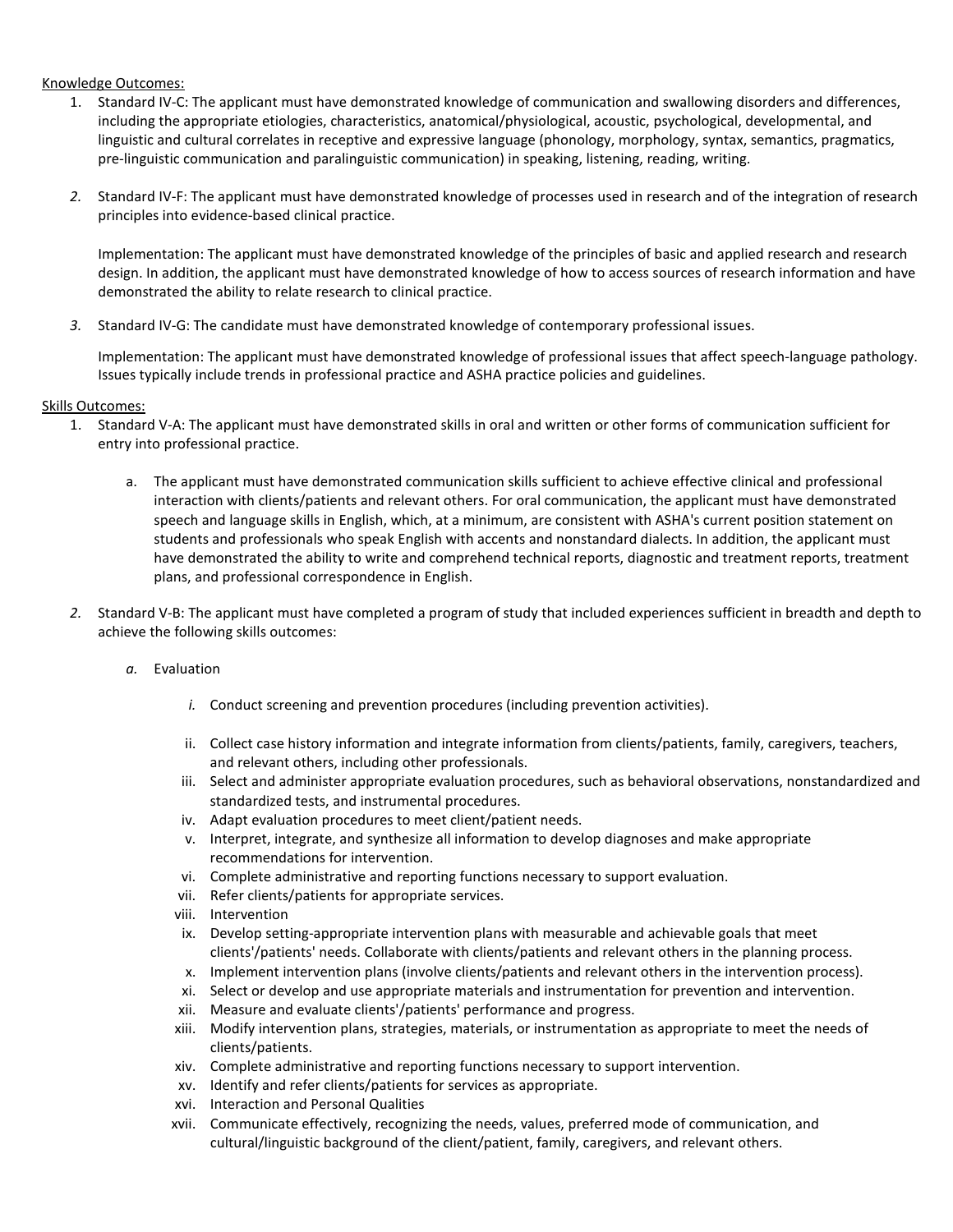Knowledge Outcomes:

1. Standard IV-C: The applicant must have demonstrated knowledge of communication and swallowing disorders and differences, including the appropriate etiologies, characteristics, anatomical/physiological, acoustic, psychological, developmental, and linguistic and cultural correlates in receptive and expressive language (phonology, morphology, syntax, semantics, pragmatics, pre-linguistic communication and paralinguistic communication) in speaking, listening, reading, writing.

2. Standard IV-F: The applicant must have demonstrated knowledge of processes used in research and of the integration of research principles into evidence-based clinical practice.

   Implementation: The applicant must have demonstrated knowledge of the principles of basic and applied research and research design. In addition, the applicant must have demonstrated knowledge of how to access sources of research information and have demonstrated the ability to relate research to clinical practice.

3. Standard IV-G: The candidate must have demonstrated knowledge of contemporary professional issues.

   Implementation: The applicant must have demonstrated knowledge of professional issues that affect speech-language pathology. Issues typically include trends in professional practice and ASHA practice policies and guidelines.

Skills Outcomes:

1. Standard V-A: The applicant must have demonstrated skills in oral and written or other forms of communication sufficient for entry into professional practice.

   a. The applicant must have demonstrated communication skills sufficient to achieve effective clinical and professional interaction with clients/patients and relevant others. For oral communication, the applicant must have demonstrated speech and language skills in English, which, at a minimum, are consistent with ASHA's current position statement on students and professionals who speak English with accents and nonstandard dialects. In addition, the applicant must have demonstrated the ability to write and comprehend technical reports, diagnostic and treatment reports, treatment plans, and professional correspondence in English.

2. Standard V-B: The applicant must have completed a program of study that included experiences sufficient in breadth and depth to achieve the following skills outcomes:

   a. Evaluation

      i. Conduct screening and prevention procedures (including prevention activities).
      ii. Collect case history information and integrate information from clients/patients, family, caregivers, teachers, and relevant others, including other professionals.
      iii. Select and administer appropriate evaluation procedures, such as behavioral observations, nonstandardized and standardized tests, and instrumental procedures.
      iv. Adapt evaluation procedures to meet client/patient needs.
      v. Interpret, integrate, and synthesize all information to develop diagnoses and make appropriate recommendations for intervention.
      vi. Complete administrative and reporting functions necessary to support evaluation.
      vii. Refer clients/patients for appropriate services.
      viii. Intervention
      ix. Develop setting-appropriate intervention plans with measurable and achievable goals that meet clients'/patients' needs. Collaborate with clients/patients and relevant others in the planning process.
      x. Implement intervention plans (involve clients/patients and relevant others in the intervention process).
      xi. Select or develop and use appropriate materials and instrumentation for prevention and intervention.
      xii. Measure and evaluate clients'/patients' performance and progress.
      xiii. Modify intervention plans, strategies, materials, or instrumentation as appropriate to meet the needs of clients/patients.
      xiv. Complete administrative and reporting functions necessary to support intervention.
      xv. Identify and refer clients/patients for services as appropriate.
      xvi. Interaction and Personal Qualities
      xvii. Communicate effectively, recognizing the needs, values, preferred mode of communication, and cultural/linguistic background of the client/patient, family, caregivers, and relevant others.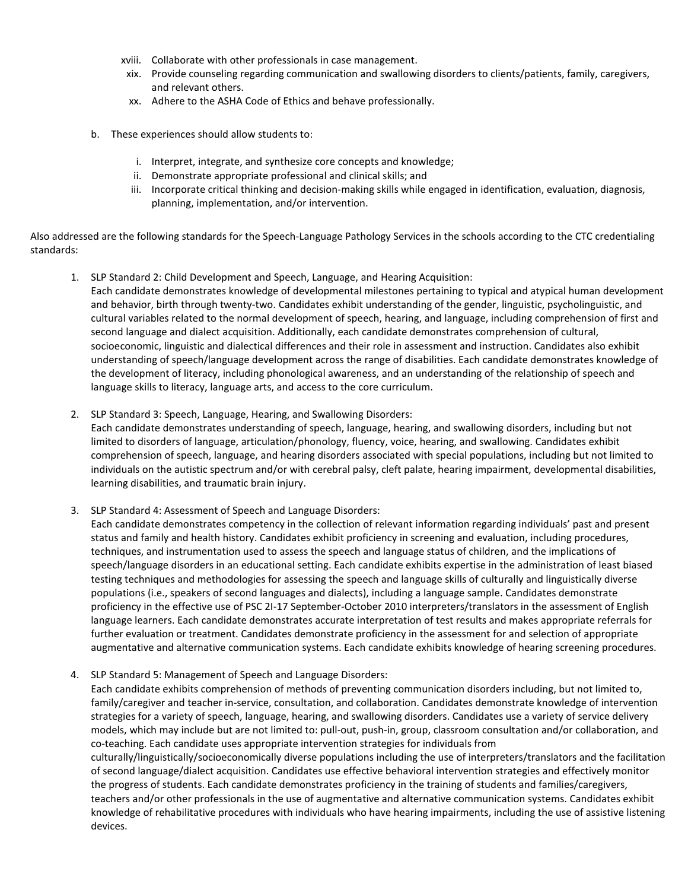xviii. Collaborate with other professionals in case management.

xix. Provide counseling regarding communication and swallowing disorders to clients/patients, family, caregivers, and relevant others.

xx. Adhere to the ASHA Code of Ethics and behave professionally.

b. These experiences should allow students to:

i. Interpret, integrate, and synthesize core concepts and knowledge;

ii. Demonstrate appropriate professional and clinical skills; and

iii. Incorporate critical thinking and decision-making skills while engaged in identification, evaluation, diagnosis, planning, implementation, and/or intervention.

Also addressed are the following standards for the Speech-Language Pathology Services in the schools according to the CTC credentialing standards:

1. SLP Standard 2: Child Development and Speech, Language, and Hearing Acquisition:
   Each candidate demonstrates knowledge of developmental milestones pertaining to typical and atypical human development and behavior, birth through twenty-two. Candidates exhibit understanding of the gender, linguistic, psycholinguistic, and cultural variables related to the normal development of speech, hearing, and language, including comprehension of first and second language and dialect acquisition. Additionally, each candidate demonstrates comprehension of cultural, socioeconomic, linguistic and dialectical differences and their role in assessment and instruction. Candidates also exhibit understanding of speech/language development across the range of disabilities. Each candidate demonstrates knowledge of the development of literacy, including phonological awareness, and an understanding of the relationship of speech and language skills to literacy, language arts, and access to the core curriculum.

2. SLP Standard 3: Speech, Language, Hearing, and Swallowing Disorders:
   Each candidate demonstrates understanding of speech, language, hearing, and swallowing disorders, including but not limited to disorders of language, articulation/phonology, fluency, voice, hearing, and swallowing. Candidates exhibit comprehension of speech, language, and hearing disorders associated with special populations, including but not limited to individuals on the autistic spectrum and/or with cerebral palsy, cleft palate, hearing impairment, developmental disabilities, learning disabilities, and traumatic brain injury.

3. SLP Standard 4: Assessment of Speech and Language Disorders:
   Each candidate demonstrates competency in the collection of relevant information regarding individuals' past and present status and family and health history. Candidates exhibit proficiency in screening and evaluation, including procedures, techniques, and instrumentation used to assess the speech and language status of children, and the implications of speech/language disorders in an educational setting. Each candidate exhibits expertise in the administration of least biased testing techniques and methodologies for assessing the speech and language skills of culturally and linguistically diverse populations (i.e., speakers of second languages and dialects), including a language sample. Candidates demonstrate proficiency in the effective use of PSC 2I-17 September-October 2010 interpreters/translators in the assessment of English language learners. Each candidate demonstrates accurate interpretation of test results and makes appropriate referrals for further evaluation or treatment. Candidates demonstrate proficiency in the assessment for and selection of appropriate augmentative and alternative communication systems. Each candidate exhibits knowledge of hearing screening procedures.

4. SLP Standard 5: Management of Speech and Language Disorders:
   Each candidate exhibits comprehension of methods of preventing communication disorders including, but not limited to, family/caregiver and teacher in-service, consultation, and collaboration. Candidates demonstrate knowledge of intervention strategies for a variety of speech, language, hearing, and swallowing disorders. Candidates use a variety of service delivery models, which may include but are not limited to: pull-out, push-in, group, classroom consultation and/or collaboration, and co-teaching. Each candidate uses appropriate intervention strategies for individuals from culturally/linguistically/socioeconomically diverse populations including the use of interpreters/translators and the facilitation of second language/dialect acquisition. Candidates use effective behavioral intervention strategies and effectively monitor the progress of students. Each candidate demonstrates proficiency in the training of students and families/caregivers, teachers and/or other professionals in the use of augmentative and alternative communication systems. Candidates exhibit knowledge of rehabilitative procedures with individuals who have hearing impairments, including the use of assistive listening devices.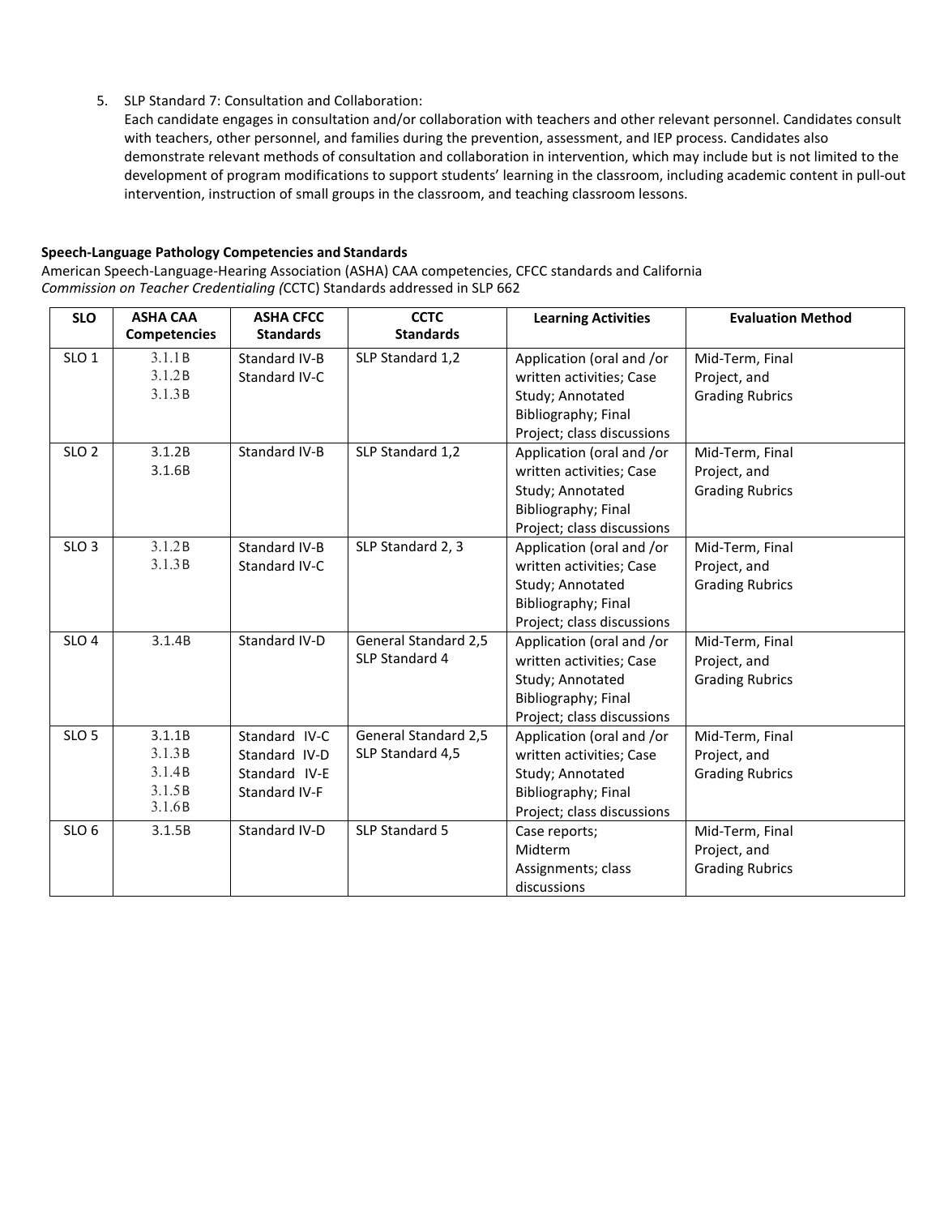5. SLP Standard 7: Consultation and Collaboration:
   Each candidate engages in consultation and/or collaboration with teachers and other relevant personnel. Candidates consult with teachers, other personnel, and families during the prevention, assessment, and IEP process. Candidates also demonstrate relevant methods of consultation and collaboration in intervention, which may include but is not limited to the development of program modifications to support students' learning in the classroom, including academic content in pull-out intervention, instruction of small groups in the classroom, and teaching classroom lessons.

**Speech-Language Pathology Competencies and Standards**

American Speech-Language-Hearing Association (ASHA) CAA competencies, CFCC standards and California *Commission on Teacher Credentialing (*CCTC) Standards addressed in SLP 662

| SLO | ASHA CAA Competencies | ASHA CFCC Standards | CCTC Standards | Learning Activities | Evaluation Method |
|---|---|---|---|---|---|
| SLO 1 | 3.1.1B<br>3.1.2B<br>3.1.3B | Standard IV-B<br>Standard IV-C | SLP Standard 1,2 | Application (oral and /or written activities; Case Study; Annotated Bibliography; Final Project; class discussions | Mid-Term, Final Project, and Grading Rubrics |
| SLO 2 | 3.1.2B<br>3.1.6B | Standard IV-B | SLP Standard 1,2 | Application (oral and /or written activities; Case Study; Annotated Bibliography; Final Project; class discussions | Mid-Term, Final Project, and Grading Rubrics |
| SLO 3 | 3.1.2B<br>3.1.3B | Standard IV-B<br>Standard IV-C | SLP Standard 2, 3 | Application (oral and /or written activities; Case Study; Annotated Bibliography; Final Project; class discussions | Mid-Term, Final Project, and Grading Rubrics |
| SLO 4 | 3.1.4B | Standard IV-D | General Standard 2,5<br>SLP Standard 4 | Application (oral and /or written activities; Case Study; Annotated Bibliography; Final Project; class discussions | Mid-Term, Final Project, and Grading Rubrics |
| SLO 5 | 3.1.1B<br>3.1.3B<br>3.1.4B<br>3.1.5B<br>3.1.6B | Standard IV-C<br>Standard IV-D<br>Standard IV-E<br>Standard IV-F | General Standard 2,5<br>SLP Standard 4,5 | Application (oral and /or written activities; Case Study; Annotated Bibliography; Final Project; class discussions | Mid-Term, Final Project, and Grading Rubrics |
| SLO 6 | 3.1.5B | Standard IV-D | SLP Standard 5 | Case reports; Midterm Assignments; class discussions | Mid-Term, Final Project, and Grading Rubrics |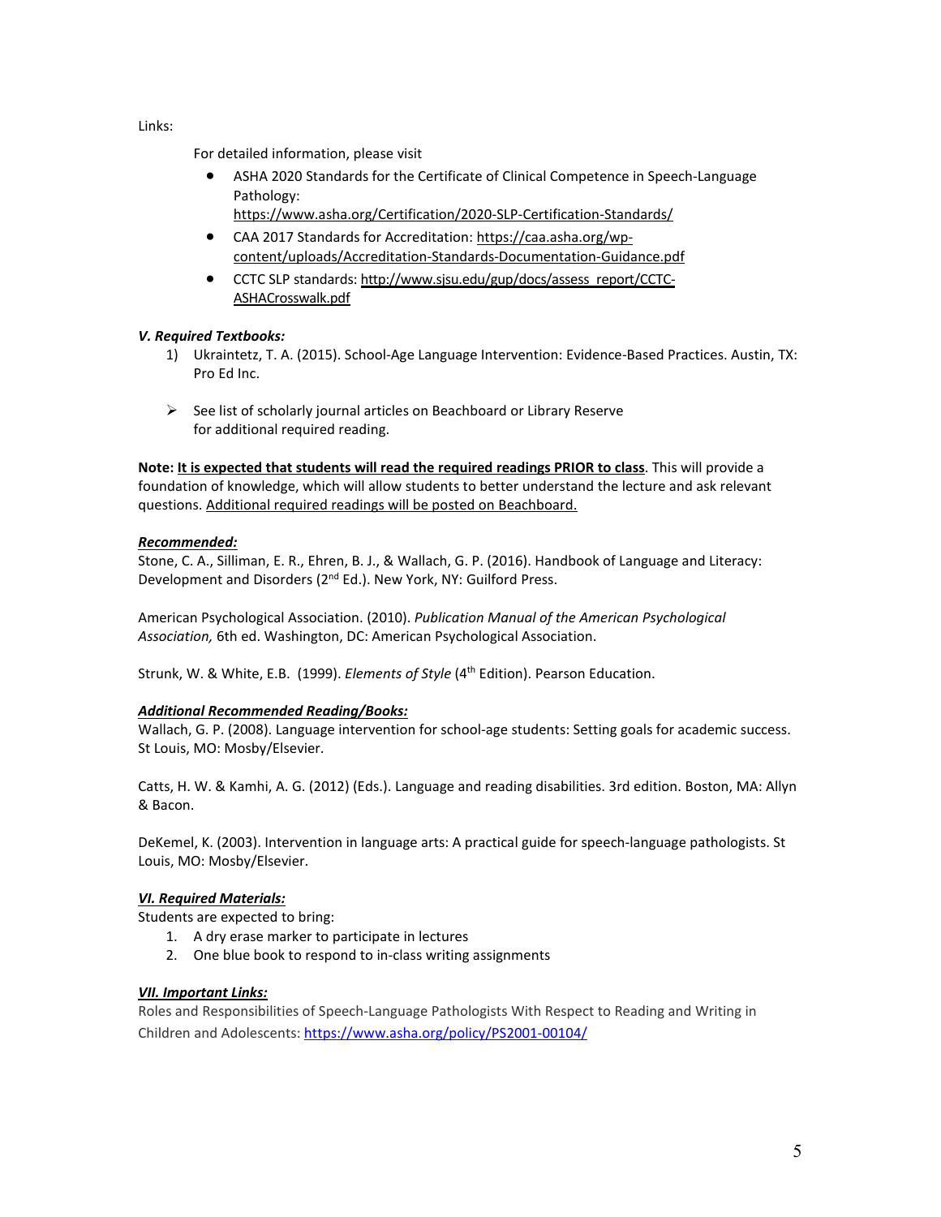Links:

For detailed information, please visit

- ASHA 2020 Standards for the Certificate of Clinical Competence in Speech-Language Pathology: https://www.asha.org/Certification/2020-SLP-Certification-Standards/
- CAA 2017 Standards for Accreditation: https://caa.asha.org/wp-content/uploads/Accreditation-Standards-Documentation-Guidance.pdf
- CCTC SLP standards: http://www.sjsu.edu/gup/docs/assess_report/CCTC-ASHACrosswalk.pdf

***V. Required Textbooks:***

1) Ukraintetz, T. A. (2015). School-Age Language Intervention: Evidence-Based Practices. Austin, TX: Pro Ed Inc.

- See list of scholarly journal articles on Beachboard or Library Reserve for additional required reading.

**Note: <u>It is expected that students will read the required readings PRIOR to class</u>**. This will provide a foundation of knowledge, which will allow students to better understand the lecture and ask relevant questions. <u>Additional required readings will be posted on Beachboard.</u>

***<u>Recommended:</u>***

Stone, C. A., Silliman, E. R., Ehren, B. J., & Wallach, G. P. (2016). Handbook of Language and Literacy: Development and Disorders (2nd Ed.). New York, NY: Guilford Press.

American Psychological Association. (2010). *Publication Manual of the American Psychological Association,* 6th ed. Washington, DC: American Psychological Association.

Strunk, W. & White, E.B. (1999). *Elements of Style* (4th Edition). Pearson Education.

***<u>Additional Recommended Reading/Books:</u>***

Wallach, G. P. (2008). Language intervention for school-age students: Setting goals for academic success. St Louis, MO: Mosby/Elsevier.

Catts, H. W. & Kamhi, A. G. (2012) (Eds.). Language and reading disabilities. 3rd edition. Boston, MA: Allyn & Bacon.

DeKemel, K. (2003). Intervention in language arts: A practical guide for speech-language pathologists. St Louis, MO: Mosby/Elsevier.

***<u>VI. Required Materials:</u>***

Students are expected to bring:

1. A dry erase marker to participate in lectures
2. One blue book to respond to in-class writing assignments

***<u>VII. Important Links:</u>***

Roles and Responsibilities of Speech-Language Pathologists With Respect to Reading and Writing in Children and Adolescents: https://www.asha.org/policy/PS2001-00104/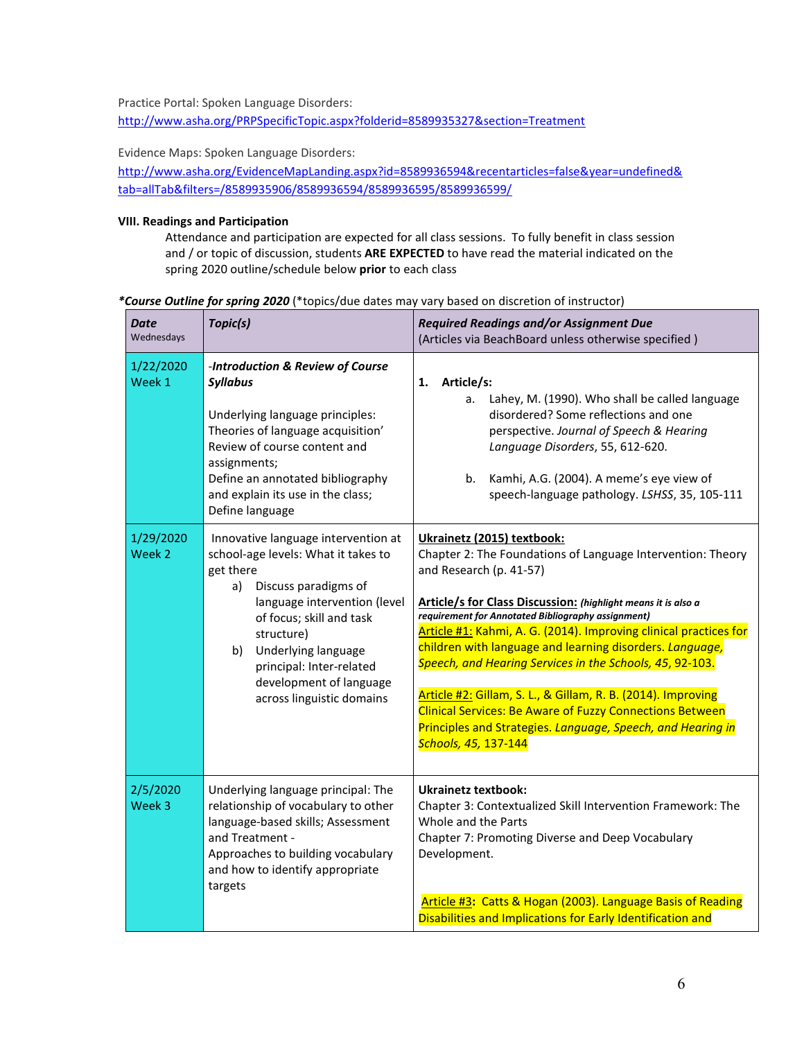Practice Portal: Spoken Language Disorders:
http://www.asha.org/PRPSpecificTopic.aspx?folderid=8589935327&section=Treatment

Evidence Maps: Spoken Language Disorders:
http://www.asha.org/EvidenceMapLanding.aspx?id=8589936594&recentarticles=false&year=undefined&tab=allTab&filters=/8589935906/8589936594/8589936595/8589936599/

**VIII. Readings and Participation**

Attendance and participation are expected for all class sessions. To fully benefit in class session and / or topic of discussion, students **ARE EXPECTED** to have read the material indicated on the spring 2020 outline/schedule below **prior** to each class

***Course Outline for spring 2020** (*topics/due dates may vary based on discretion of instructor)

| ***Date*** Wednesdays | ***Topic(s)*** | ***Required Readings and/or Assignment Due*** (Articles via BeachBoard unless otherwise specified ) |
|---|---|---|
| 1/22/2020 Week 1 | -***Introduction & Review of Course Syllabus***<br><br>Underlying language principles: Theories of language acquisition' Review of course content and assignments;<br>Define an annotated bibliography and explain its use in the class;<br>Define language | **1. Article/s:**<br>a. Lahey, M. (1990). Who shall be called language disordered? Some reflections and one perspective. *Journal of Speech & Hearing Language Disorders*, 55, 612-620.<br><br>b. Kamhi, A.G. (2004). A meme's eye view of speech-language pathology. *LSHSS*, 35, 105-111 |
| 1/29/2020 Week 2 | Innovative language intervention at school-age levels: What it takes to get there<br>a) Discuss paradigms of language intervention (level of focus; skill and task structure)<br>b) Underlying language principal: Inter-related development of language across linguistic domains | **Ukrainetz (2015) textbook:**<br>Chapter 2: The Foundations of Language Intervention: Theory and Research (p. 41-57)<br><br>**Article/s for Class Discussion:** ***(highlight means it is also a requirement for Annotated Bibliography assignment)***<br>Article #1: Kahmi, A. G. (2014). Improving clinical practices for children with language and learning disorders. *Language, Speech, and Hearing Services in the Schools, 45*, 92-103.<br><br>Article #2: Gillam, S. L., & Gillam, R. B. (2014). Improving Clinical Services: Be Aware of Fuzzy Connections Between Principles and Strategies. *Language, Speech, and Hearing in Schools, 45*, 137-144 |
| 2/5/2020 Week 3 | Underlying language principal: The relationship of vocabulary to other language-based skills; Assessment and Treatment -<br>Approaches to building vocabulary and how to identify appropriate targets | **Ukrainetz textbook:**<br>Chapter 3: Contextualized Skill Intervention Framework: The Whole and the Parts<br>Chapter 7: Promoting Diverse and Deep Vocabulary Development.<br><br>Article #3**:** Catts & Hogan (2003). Language Basis of Reading Disabilities and Implications for Early Identification and |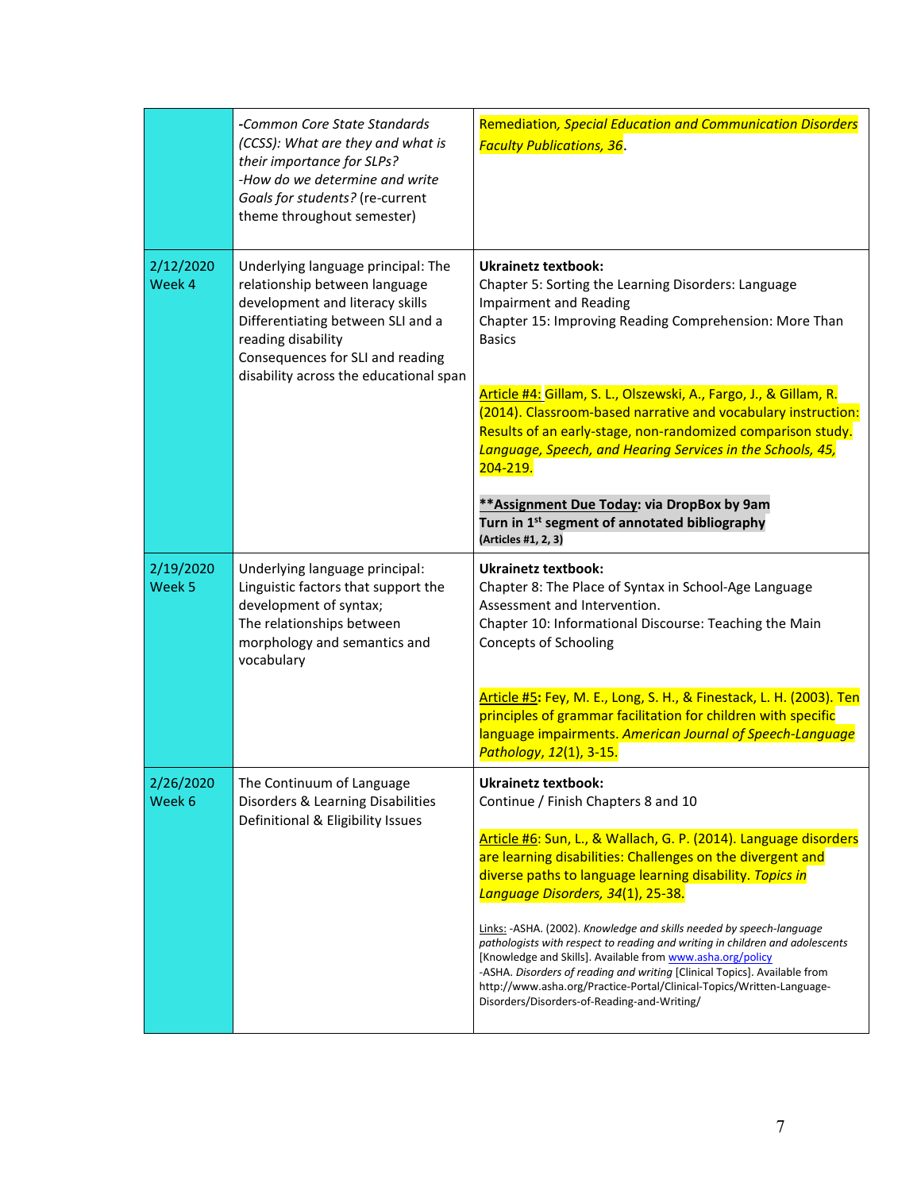| | | |
|---|---|---|
| | -*Common Core State Standards (CCSS): What are they and what is their importance for SLPs?*<br>-*How do we determine and write Goals for students?* (re-current theme throughout semester) | Remediation, *Special Education and Communication Disorders Faculty Publications, 36*. |
| 2/12/2020<br>Week 4 | Underlying language principal: The relationship between language development and literacy skills<br>Differentiating between SLI and a reading disability<br>Consequences for SLI and reading disability across the educational span | **Ukrainetz textbook:**<br>Chapter 5: Sorting the Learning Disorders: Language Impairment and Reading<br>Chapter 15: Improving Reading Comprehension: More Than Basics<br><br>Article #4: Gillam, S. L., Olszewski, A., Fargo, J., & Gillam, R. (2014). Classroom-based narrative and vocabulary instruction: Results of an early-stage, non-randomized comparison study. *Language, Speech, and Hearing Services in the Schools, 45*, 204-219.<br><br>**\*\*Assignment Due Today: via DropBox by 9am**<br>**Turn in 1st segment of annotated bibliography**<br>**(Articles #1, 2, 3)** |
| 2/19/2020<br>Week 5 | Underlying language principal: Linguistic factors that support the development of syntax;<br>The relationships between morphology and semantics and vocabulary | **Ukrainetz textbook:**<br>Chapter 8: The Place of Syntax in School-Age Language Assessment and Intervention.<br>Chapter 10: Informational Discourse: Teaching the Main Concepts of Schooling<br><br>Article #5**:** Fey, M. E., Long, S. H., & Finestack, L. H. (2003). Ten principles of grammar facilitation for children with specific language impairments. *American Journal of Speech-Language Pathology*, *12*(1), 3-15. |
| 2/26/2020<br>Week 6 | The Continuum of Language Disorders & Learning Disabilities<br>Definitional & Eligibility Issues | **Ukrainetz textbook:**<br>Continue / Finish Chapters 8 and 10<br><br>Article #6: Sun, L., & Wallach, G. P. (2014). Language disorders are learning disabilities: Challenges on the divergent and diverse paths to language learning disability. *Topics in Language Disorders, 34*(1), 25-38.<br><br>Links: -ASHA. (2002). *Knowledge and skills needed by speech-language pathologists with respect to reading and writing in children and adolescents* [Knowledge and Skills]. Available from www.asha.org/policy<br>-ASHA. *Disorders of reading and writing* [Clinical Topics]. Available from http://www.asha.org/Practice-Portal/Clinical-Topics/Written-Language-Disorders/Disorders-of-Reading-and-Writing/ |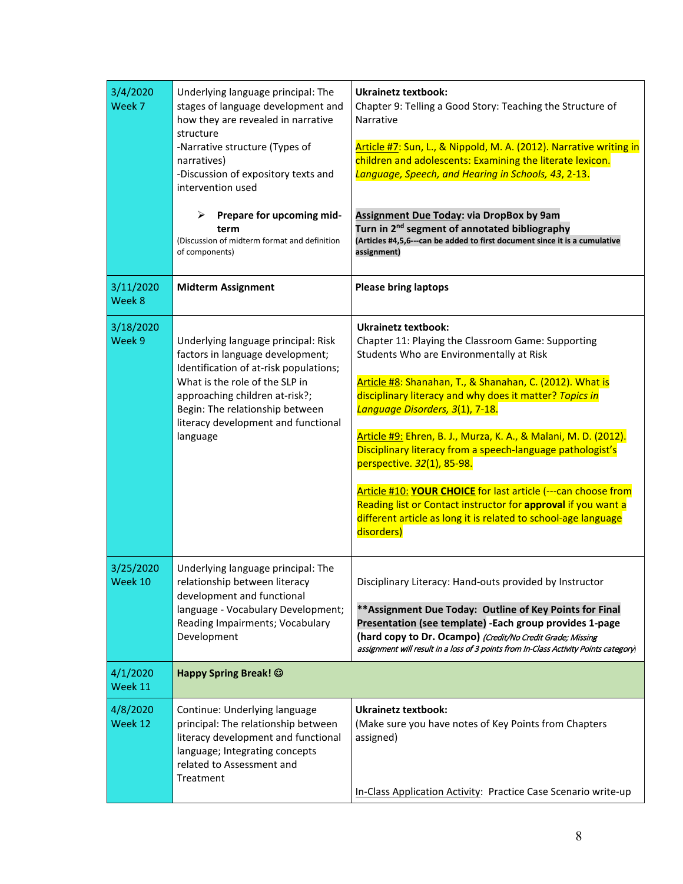| | | |
|---|---|---|
| 3/4/2020 Week 7 | Underlying language principal: The stages of language development and how they are revealed in narrative structure<br>-Narrative structure (Types of narratives)<br>-Discussion of expository texts and intervention used<br><br>➢ **Prepare for upcoming mid-term**<br>(Discussion of midterm format and definition of components) | **Ukrainetz textbook:**<br>Chapter 9: Telling a Good Story: Teaching the Structure of Narrative<br><br>Article #7: Sun, L., & Nippold, M. A. (2012). Narrative writing in children and adolescents: Examining the literate lexicon. *Language, Speech, and Hearing in Schools, 43*, 2-13.<br><br>**Assignment Due Today: via DropBox by 9am**<br>**Turn in 2nd segment of annotated bibliography**<br>**(Articles #4,5,6---can be added to first document since it is a cumulative assignment)** |
| 3/11/2020 Week 8 | **Midterm Assignment** | **Please bring laptops** |
| 3/18/2020 Week 9 | Underlying language principal: Risk factors in language development; Identification of at-risk populations; What is the role of the SLP in approaching children at-risk?; Begin: The relationship between literacy development and functional language | **Ukrainetz textbook:**<br>Chapter 11: Playing the Classroom Game: Supporting Students Who are Environmentally at Risk<br><br>Article #8: Shanahan, T., & Shanahan, C. (2012). What is disciplinary literacy and why does it matter? *Topics in Language Disorders, 3*(1), 7-18.<br><br>Article #9: Ehren, B. J., Murza, K. A., & Malani, M. D. (2012). Disciplinary literacy from a speech-language pathologist's perspective. *32*(1), 85-98.<br><br>Article #10: **YOUR CHOICE** for last article (---can choose from Reading list or Contact instructor for **approval** if you want a different article as long it is related to school-age language disorders) |
| 3/25/2020 Week 10 | Underlying language principal: The relationship between literacy development and functional language - Vocabulary Development; Reading Impairments; Vocabulary Development | Disciplinary Literacy: Hand-outs provided by Instructor<br><br>**\*\*Assignment Due Today: Outline of Key Points for Final Presentation (see template) -Each group provides 1-page (hard copy to Dr. Ocampo)** *(Credit/No Credit Grade; Missing assignment will result in a loss of 3 points from In-Class Activity Points category)* |
| 4/1/2020 Week 11 | **Happy Spring Break! ☺** | |
| 4/8/2020 Week 12 | Continue: Underlying language principal: The relationship between literacy development and functional language; Integrating concepts related to Assessment and Treatment | **Ukrainetz textbook:**<br>(Make sure you have notes of Key Points from Chapters assigned)<br><br>In-Class Application Activity: Practice Case Scenario write-up |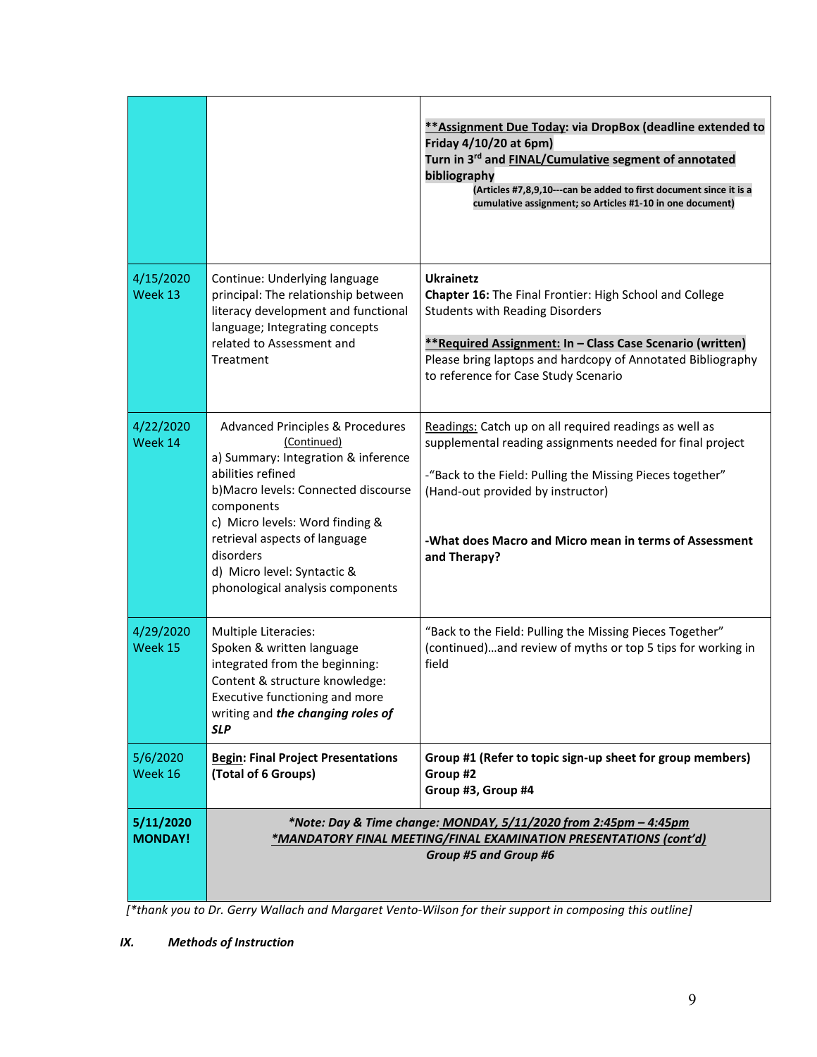| | | |
|---|---|---|
| | | **\*\*<u>Assignment Due Today</u>: via DropBox (deadline extended to Friday 4/10/20 at 6pm)**<br>**Turn in 3rd and <u>FINAL/Cumulative</u> segment of annotated bibliography**<br>**(Articles #7,8,9,10---can be added to first document since it is a cumulative assignment; so Articles #1-10 in one document)** |
| 4/15/2020<br>Week 13 | Continue: Underlying language principal: The relationship between literacy development and functional language; Integrating concepts related to Assessment and Treatment | **Ukrainetz**<br>**Chapter 16:** The Final Frontier: High School and College Students with Reading Disorders<br><br>**\*\*<u>Required Assignment:</u> In – Class Case Scenario (written)**<br>Please bring laptops and hardcopy of Annotated Bibliography to reference for Case Study Scenario |
| 4/22/2020<br>Week 14 | Advanced Principles & Procedures <u>(Continued)</u><br>a) Summary: Integration & inference abilities refined<br>b)Macro levels: Connected discourse components<br>c) Micro levels: Word finding & retrieval aspects of language disorders<br>d) Micro level: Syntactic & phonological analysis components | <u>Readings:</u> Catch up on all required readings as well as supplemental reading assignments needed for final project<br><br>-"Back to the Field: Pulling the Missing Pieces together" (Hand-out provided by instructor)<br><br>**-What does Macro and Micro mean in terms of Assessment and Therapy?** |
| 4/29/2020<br>Week 15 | Multiple Literacies:<br>Spoken & written language integrated from the beginning: Content & structure knowledge: Executive functioning and more writing and ***the changing roles of SLP*** | "Back to the Field: Pulling the Missing Pieces Together" (continued)…and review of myths or top 5 tips for working in field |
| 5/6/2020<br>Week 16 | **<u>Begin</u>: Final Project Presentations (Total of 6 Groups)** | **Group #1 (Refer to topic sign-up sheet for group members)**<br>**Group #2**<br>**Group #3, Group #4** |
| **5/11/2020**<br>**MONDAY!** | ***\*Note: Day & Time change: <u>MONDAY, 5/11/2020 from 2:45pm – 4:45pm</u>***<br>***<u>\*MANDATORY FINAL MEETING/FINAL EXAMINATION PRESENTATIONS (cont'd)</u>***<br>***Group #5 and Group #6*** | |

*[\*thank you to Dr. Gerry Wallach and Margaret Vento-Wilson for their support in composing this outline]*

## ***IX. Methods of Instruction***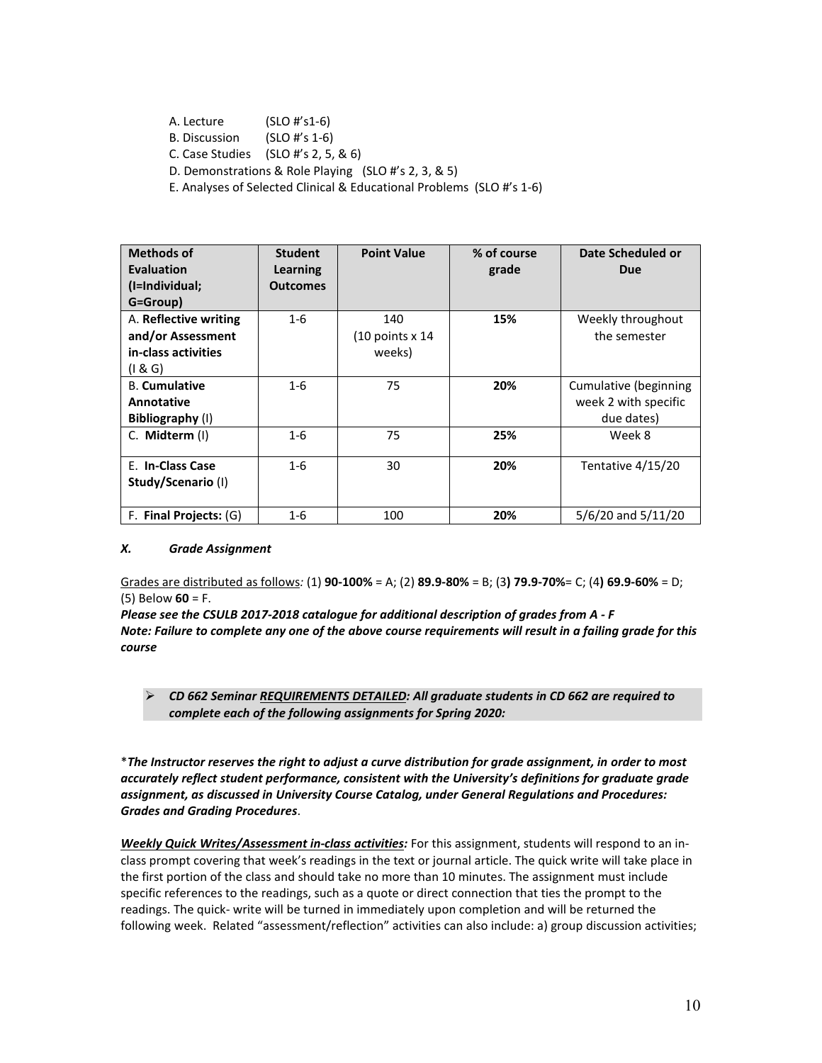A. Lecture (SLO #'s1-6)
B. Discussion (SLO #'s 1-6)
C. Case Studies (SLO #'s 2, 5, & 6)
D. Demonstrations & Role Playing (SLO #'s 2, 3, & 5)
E. Analyses of Selected Clinical & Educational Problems (SLO #'s 1-6)

| Methods of Evaluation (I=Individual; G=Group) | Student Learning Outcomes | Point Value | % of course grade | Date Scheduled or Due |
|---|---|---|---|---|
| A. **Reflective writing and/or Assessment in-class activities** (I & G) | 1-6 | 140 (10 points x 14 weeks) | **15%** | Weekly throughout the semester |
| B. **Cumulative Annotative Bibliography** (I) | 1-6 | 75 | **20%** | Cumulative (beginning week 2 with specific due dates) |
| C. **Midterm** (I) | 1-6 | 75 | **25%** | Week 8 |
| E. **In-Class Case Study/Scenario** (I) | 1-6 | 30 | **20%** | Tentative 4/15/20 |
| F. **Final Projects:** (G) | 1-6 | 100 | **20%** | 5/6/20 and 5/11/20 |

### *X. Grade Assignment*

Grades are distributed as follows*:* (1) **90-100%** = A; (2) **89.9-80%** = B; (3**) 79.9-70%**= C; (4**) 69.9-60%** = D; (5) Below **60** = F.

***Please see the CSULB 2017-2018 catalogue for additional description of grades from A - F***
***Note: Failure to complete any one of the above course requirements will result in a failing grade for this course***

- ***CD 662 Seminar REQUIREMENTS DETAILED: All graduate students in CD 662 are required to complete each of the following assignments for Spring 2020:***

\****The Instructor reserves the right to adjust a curve distribution for grade assignment, in order to most accurately reflect student performance, consistent with the University's definitions for graduate grade assignment, as discussed in University Course Catalog, under General Regulations and Procedures: Grades and Grading Procedures***.

***Weekly Quick Writes/Assessment in-class activities:*** For this assignment, students will respond to an in-class prompt covering that week's readings in the text or journal article. The quick write will take place in the first portion of the class and should take no more than 10 minutes. The assignment must include specific references to the readings, such as a quote or direct connection that ties the prompt to the readings. The quick- write will be turned in immediately upon completion and will be returned the following week. Related "assessment/reflection" activities can also include: a) group discussion activities;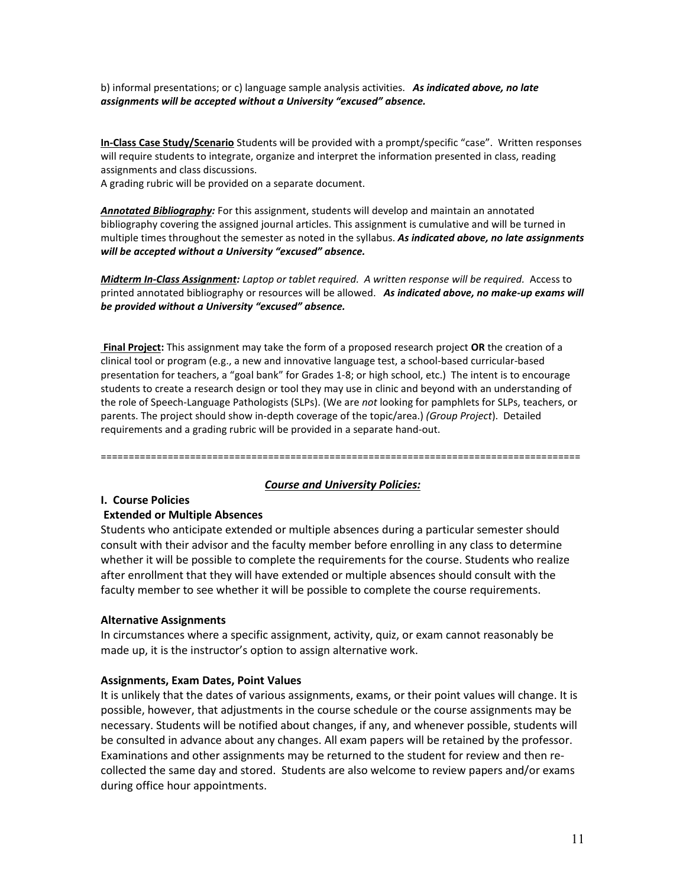b) informal presentations; or c) language sample analysis activities. ***As indicated above, no late assignments will be accepted without a University "excused" absence.***

**In-Class Case Study/Scenario** Students will be provided with a prompt/specific "case". Written responses will require students to integrate, organize and interpret the information presented in class, reading assignments and class discussions.
A grading rubric will be provided on a separate document.

***Annotated Bibliography:*** For this assignment, students will develop and maintain an annotated bibliography covering the assigned journal articles. This assignment is cumulative and will be turned in multiple times throughout the semester as noted in the syllabus. ***As indicated above, no late assignments will be accepted without a University "excused" absence.***

***Midterm In-Class Assignment:*** *Laptop or tablet required. A written response will be required.* Access to printed annotated bibliography or resources will be allowed. ***As indicated above, no make-up exams will be provided without a University "excused" absence.***

**Final Project:** This assignment may take the form of a proposed research project **OR** the creation of a clinical tool or program (e.g., a new and innovative language test, a school-based curricular-based presentation for teachers, a "goal bank" for Grades 1-8; or high school, etc.) The intent is to encourage students to create a research design or tool they may use in clinic and beyond with an understanding of the role of Speech-Language Pathologists (SLPs). (We are *not* looking for pamphlets for SLPs, teachers, or parents. The project should show in-depth coverage of the topic/area.) *(Group Project)*. Detailed requirements and a grading rubric will be provided in a separate hand-out.

=====================================================================================

## *Course and University Policies:*

### I. Course Policies

**Extended or Multiple Absences**

Students who anticipate extended or multiple absences during a particular semester should consult with their advisor and the faculty member before enrolling in any class to determine whether it will be possible to complete the requirements for the course. Students who realize after enrollment that they will have extended or multiple absences should consult with the faculty member to see whether it will be possible to complete the course requirements.

**Alternative Assignments**

In circumstances where a specific assignment, activity, quiz, or exam cannot reasonably be made up, it is the instructor's option to assign alternative work.

**Assignments, Exam Dates, Point Values**

It is unlikely that the dates of various assignments, exams, or their point values will change. It is possible, however, that adjustments in the course schedule or the course assignments may be necessary. Students will be notified about changes, if any, and whenever possible, students will be consulted in advance about any changes. All exam papers will be retained by the professor. Examinations and other assignments may be returned to the student for review and then re-collected the same day and stored. Students are also welcome to review papers and/or exams during office hour appointments.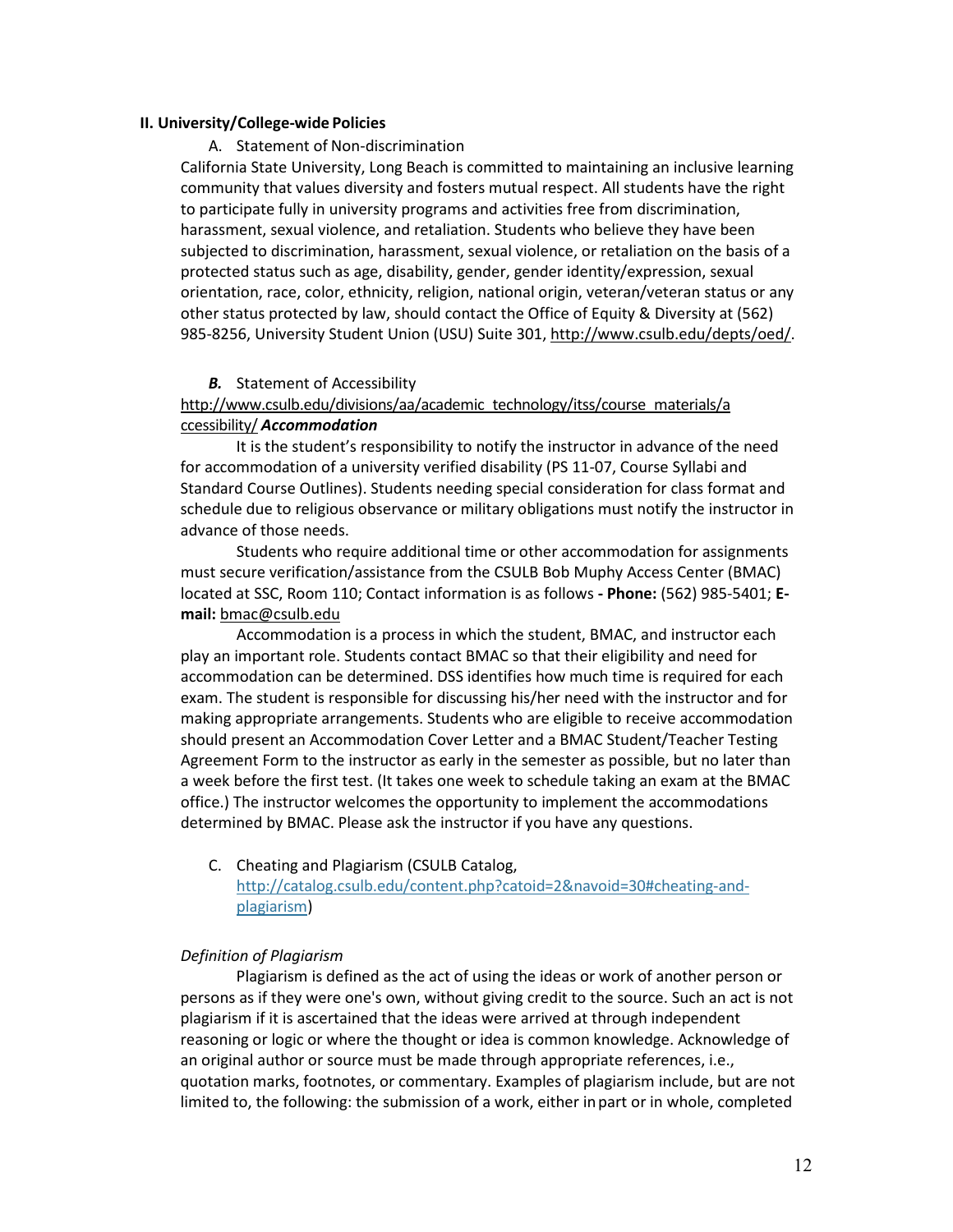## II. University/College-wide Policies

A. Statement of Non-discrimination

California State University, Long Beach is committed to maintaining an inclusive learning community that values diversity and fosters mutual respect. All students have the right to participate fully in university programs and activities free from discrimination, harassment, sexual violence, and retaliation. Students who believe they have been subjected to discrimination, harassment, sexual violence, or retaliation on the basis of a protected status such as age, disability, gender, gender identity/expression, sexual orientation, race, color, ethnicity, religion, national origin, veteran/veteran status or any other status protected by law, should contact the Office of Equity & Diversity at (562) 985-8256, University Student Union (USU) Suite 301, http://www.csulb.edu/depts/oed/.

***B.*** Statement of Accessibility

http://www.csulb.edu/divisions/aa/academic_technology/itss/course_materials/accessibility/ ***Accommodation***

It is the student's responsibility to notify the instructor in advance of the need for accommodation of a university verified disability (PS 11-07, Course Syllabi and Standard Course Outlines). Students needing special consideration for class format and schedule due to religious observance or military obligations must notify the instructor in advance of those needs.

Students who require additional time or other accommodation for assignments must secure verification/assistance from the CSULB Bob Muphy Access Center (BMAC) located at SSC, Room 110; Contact information is as follows **- Phone:** (562) 985-5401; **E-mail:** bmac@csulb.edu

Accommodation is a process in which the student, BMAC, and instructor each play an important role. Students contact BMAC so that their eligibility and need for accommodation can be determined. DSS identifies how much time is required for each exam. The student is responsible for discussing his/her need with the instructor and for making appropriate arrangements. Students who are eligible to receive accommodation should present an Accommodation Cover Letter and a BMAC Student/Teacher Testing Agreement Form to the instructor as early in the semester as possible, but no later than a week before the first test. (It takes one week to schedule taking an exam at the BMAC office.) The instructor welcomes the opportunity to implement the accommodations determined by BMAC. Please ask the instructor if you have any questions.

C. Cheating and Plagiarism (CSULB Catalog, http://catalog.csulb.edu/content.php?catoid=2&navoid=30#cheating-and-plagiarism)

*Definition of Plagiarism*

Plagiarism is defined as the act of using the ideas or work of another person or persons as if they were one's own, without giving credit to the source. Such an act is not plagiarism if it is ascertained that the ideas were arrived at through independent reasoning or logic or where the thought or idea is common knowledge. Acknowledge of an original author or source must be made through appropriate references, i.e., quotation marks, footnotes, or commentary. Examples of plagiarism include, but are not limited to, the following: the submission of a work, either in part or in whole, completed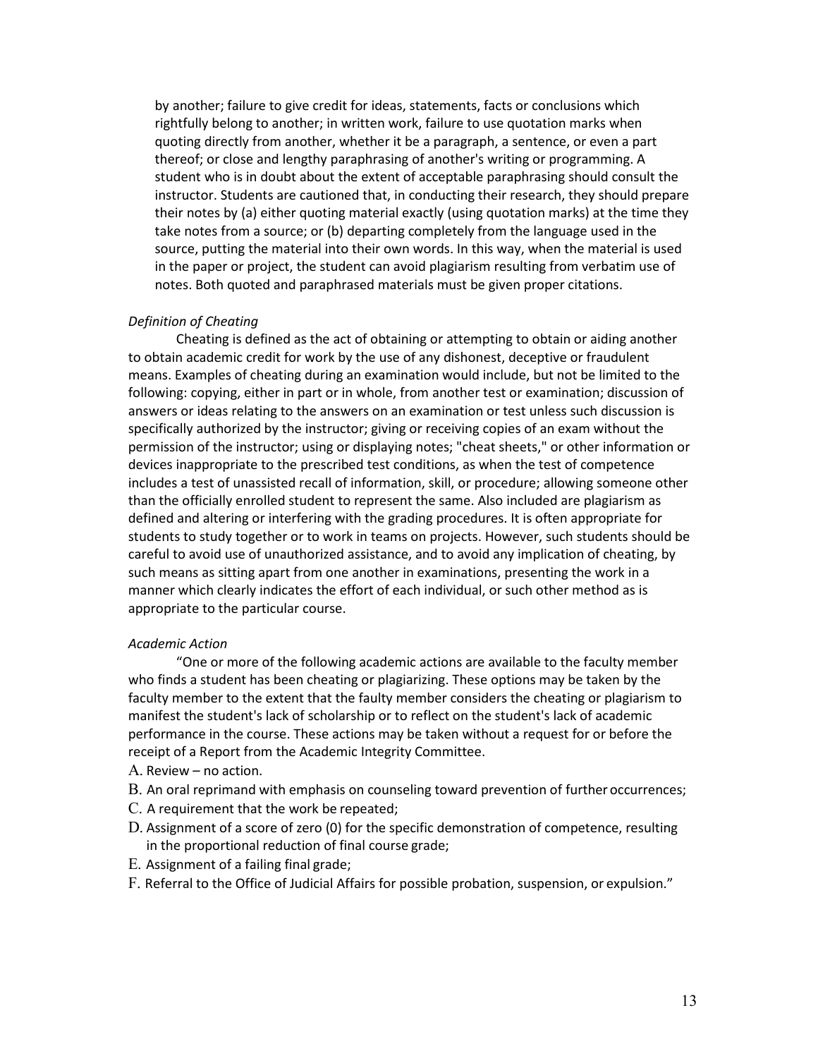by another; failure to give credit for ideas, statements, facts or conclusions which rightfully belong to another; in written work, failure to use quotation marks when quoting directly from another, whether it be a paragraph, a sentence, or even a part thereof; or close and lengthy paraphrasing of another's writing or programming. A student who is in doubt about the extent of acceptable paraphrasing should consult the instructor. Students are cautioned that, in conducting their research, they should prepare their notes by (a) either quoting material exactly (using quotation marks) at the time they take notes from a source; or (b) departing completely from the language used in the source, putting the material into their own words. In this way, when the material is used in the paper or project, the student can avoid plagiarism resulting from verbatim use of notes. Both quoted and paraphrased materials must be given proper citations.

*Definition of Cheating*

Cheating is defined as the act of obtaining or attempting to obtain or aiding another to obtain academic credit for work by the use of any dishonest, deceptive or fraudulent means. Examples of cheating during an examination would include, but not be limited to the following: copying, either in part or in whole, from another test or examination; discussion of answers or ideas relating to the answers on an examination or test unless such discussion is specifically authorized by the instructor; giving or receiving copies of an exam without the permission of the instructor; using or displaying notes; "cheat sheets," or other information or devices inappropriate to the prescribed test conditions, as when the test of competence includes a test of unassisted recall of information, skill, or procedure; allowing someone other than the officially enrolled student to represent the same. Also included are plagiarism as defined and altering or interfering with the grading procedures. It is often appropriate for students to study together or to work in teams on projects. However, such students should be careful to avoid use of unauthorized assistance, and to avoid any implication of cheating, by such means as sitting apart from one another in examinations, presenting the work in a manner which clearly indicates the effort of each individual, or such other method as is appropriate to the particular course.

*Academic Action*

"One or more of the following academic actions are available to the faculty member who finds a student has been cheating or plagiarizing. These options may be taken by the faculty member to the extent that the faulty member considers the cheating or plagiarism to manifest the student's lack of scholarship or to reflect on the student's lack of academic performance in the course. These actions may be taken without a request for or before the receipt of a Report from the Academic Integrity Committee.

A. Review – no action.
B. An oral reprimand with emphasis on counseling toward prevention of further occurrences;
C. A requirement that the work be repeated;
D. Assignment of a score of zero (0) for the specific demonstration of competence, resulting in the proportional reduction of final course grade;
E. Assignment of a failing final grade;
F. Referral to the Office of Judicial Affairs for possible probation, suspension, or expulsion."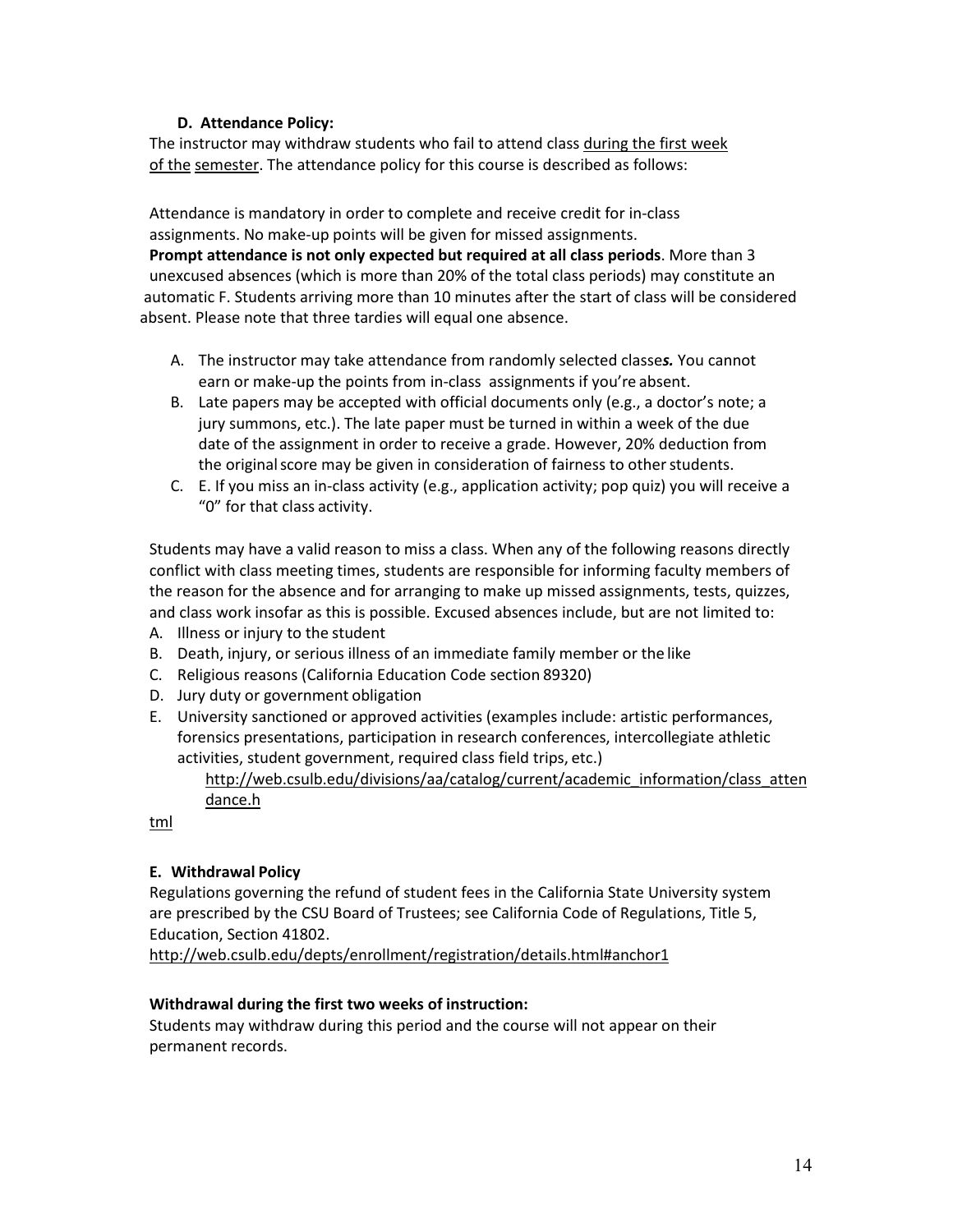### D. Attendance Policy:

The instructor may withdraw students who fail to attend class <u>during the first week of the semester</u>. The attendance policy for this course is described as follows:

Attendance is mandatory in order to complete and receive credit for in-class assignments. No make-up points will be given for missed assignments. **Prompt attendance is not only expected but required at all class periods**. More than 3 unexcused absences (which is more than 20% of the total class periods) may constitute an automatic F. Students arriving more than 10 minutes after the start of class will be considered absent. Please note that three tardies will equal one absence.

A. The instructor may take attendance from randomly selected classe***s.*** You cannot earn or make-up the points from in-class assignments if you're absent.
B. Late papers may be accepted with official documents only (e.g., a doctor's note; a jury summons, etc.). The late paper must be turned in within a week of the due date of the assignment in order to receive a grade. However, 20% deduction from the original score may be given in consideration of fairness to other students.
C. E. If you miss an in-class activity (e.g., application activity; pop quiz) you will receive a "0" for that class activity.

Students may have a valid reason to miss a class. When any of the following reasons directly conflict with class meeting times, students are responsible for informing faculty members of the reason for the absence and for arranging to make up missed assignments, tests, quizzes, and class work insofar as this is possible. Excused absences include, but are not limited to:

A. Illness or injury to the student
B. Death, injury, or serious illness of an immediate family member or the like
C. Religious reasons (California Education Code section 89320)
D. Jury duty or government obligation
E. University sanctioned or approved activities (examples include: artistic performances, forensics presentations, participation in research conferences, intercollegiate athletic activities, student government, required class field trips, etc.)
   http://web.csulb.edu/divisions/aa/catalog/current/academic_information/class_attendance.html

### E. Withdrawal Policy

Regulations governing the refund of student fees in the California State University system are prescribed by the CSU Board of Trustees; see California Code of Regulations, Title 5, Education, Section 41802.
http://web.csulb.edu/depts/enrollment/registration/details.html#anchor1

**Withdrawal during the first two weeks of instruction:**

Students may withdraw during this period and the course will not appear on their permanent records.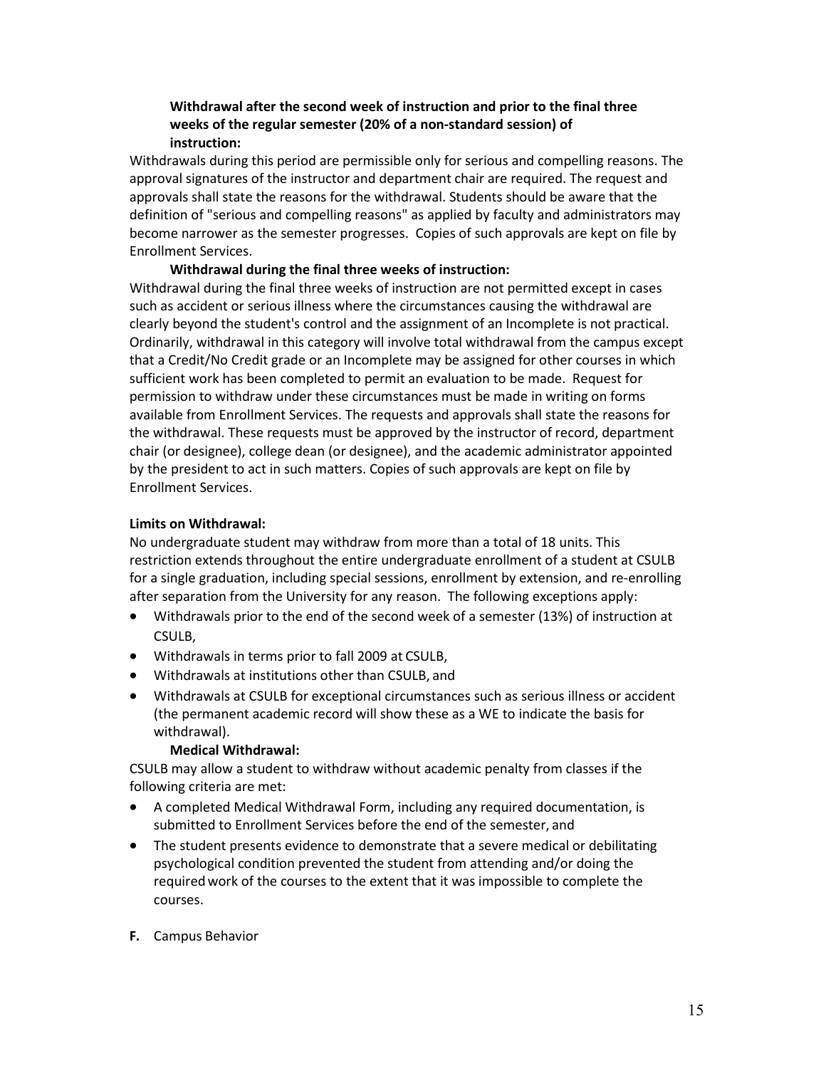**Withdrawal after the second week of instruction and prior to the final three weeks of the regular semester (20% of a non-standard session) of instruction:**

Withdrawals during this period are permissible only for serious and compelling reasons. The approval signatures of the instructor and department chair are required. The request and approvals shall state the reasons for the withdrawal. Students should be aware that the definition of "serious and compelling reasons" as applied by faculty and administrators may become narrower as the semester progresses. Copies of such approvals are kept on file by Enrollment Services.

**Withdrawal during the final three weeks of instruction:**

Withdrawal during the final three weeks of instruction are not permitted except in cases such as accident or serious illness where the circumstances causing the withdrawal are clearly beyond the student's control and the assignment of an Incomplete is not practical. Ordinarily, withdrawal in this category will involve total withdrawal from the campus except that a Credit/No Credit grade or an Incomplete may be assigned for other courses in which sufficient work has been completed to permit an evaluation to be made. Request for permission to withdraw under these circumstances must be made in writing on forms available from Enrollment Services. The requests and approvals shall state the reasons for the withdrawal. These requests must be approved by the instructor of record, department chair (or designee), college dean (or designee), and the academic administrator appointed by the president to act in such matters. Copies of such approvals are kept on file by Enrollment Services.

**Limits on Withdrawal:**

No undergraduate student may withdraw from more than a total of 18 units. This restriction extends throughout the entire undergraduate enrollment of a student at CSULB for a single graduation, including special sessions, enrollment by extension, and re-enrolling after separation from the University for any reason. The following exceptions apply:

- Withdrawals prior to the end of the second week of a semester (13%) of instruction at CSULB,
- Withdrawals in terms prior to fall 2009 at CSULB,
- Withdrawals at institutions other than CSULB, and
- Withdrawals at CSULB for exceptional circumstances such as serious illness or accident (the permanent academic record will show these as a WE to indicate the basis for withdrawal).

**Medical Withdrawal:**

CSULB may allow a student to withdraw without academic penalty from classes if the following criteria are met:

- A completed Medical Withdrawal Form, including any required documentation, is submitted to Enrollment Services before the end of the semester, and
- The student presents evidence to demonstrate that a severe medical or debilitating psychological condition prevented the student from attending and/or doing the required work of the courses to the extent that it was impossible to complete the courses.

**F.** Campus Behavior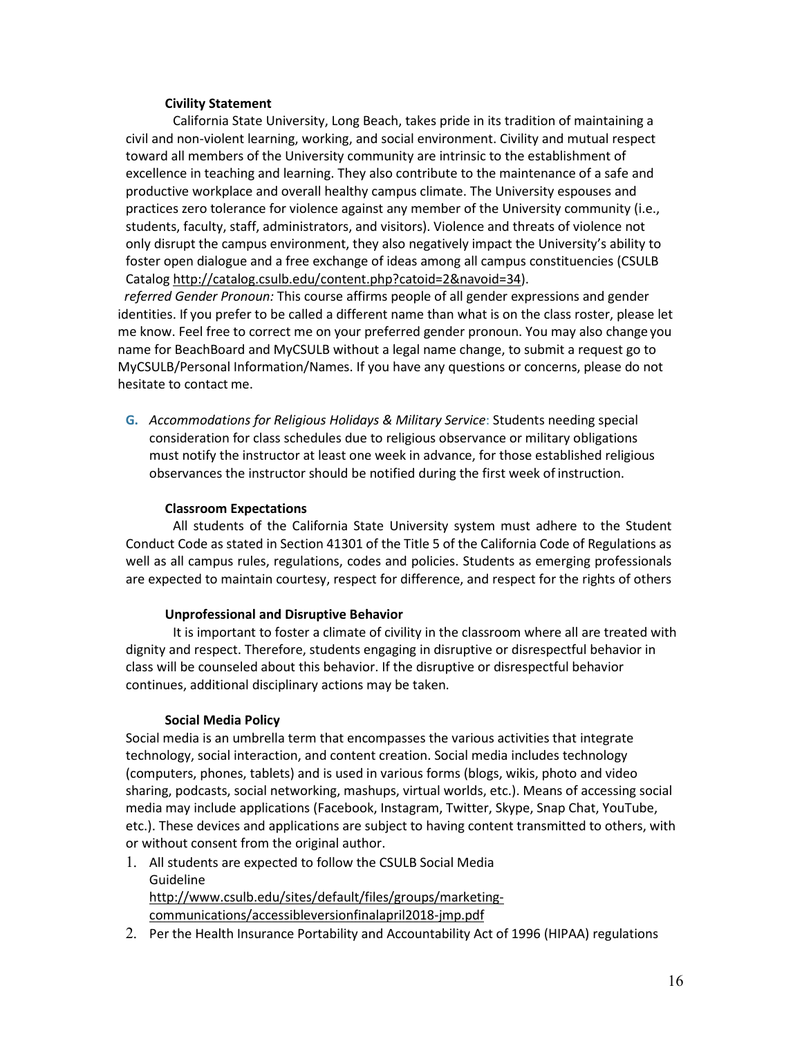**Civility Statement**

California State University, Long Beach, takes pride in its tradition of maintaining a civil and non-violent learning, working, and social environment. Civility and mutual respect toward all members of the University community are intrinsic to the establishment of excellence in teaching and learning. They also contribute to the maintenance of a safe and productive workplace and overall healthy campus climate. The University espouses and practices zero tolerance for violence against any member of the University community (i.e., students, faculty, staff, administrators, and visitors). Violence and threats of violence not only disrupt the campus environment, they also negatively impact the University's ability to foster open dialogue and a free exchange of ideas among all campus constituencies (CSULB Catalog http://catalog.csulb.edu/content.php?catoid=2&navoid=34).

*referred Gender Pronoun:* This course affirms people of all gender expressions and gender identities. If you prefer to be called a different name than what is on the class roster, please let me know. Feel free to correct me on your preferred gender pronoun. You may also change you name for BeachBoard and MyCSULB without a legal name change, to submit a request go to MyCSULB/Personal Information/Names. If you have any questions or concerns, please do not hesitate to contact me.

**G.** *Accommodations for Religious Holidays & Military Service*: Students needing special consideration for class schedules due to religious observance or military obligations must notify the instructor at least one week in advance, for those established religious observances the instructor should be notified during the first week of instruction.

**Classroom Expectations**

All students of the California State University system must adhere to the Student Conduct Code as stated in Section 41301 of the Title 5 of the California Code of Regulations as well as all campus rules, regulations, codes and policies. Students as emerging professionals are expected to maintain courtesy, respect for difference, and respect for the rights of others

**Unprofessional and Disruptive Behavior**

It is important to foster a climate of civility in the classroom where all are treated with dignity and respect. Therefore, students engaging in disruptive or disrespectful behavior in class will be counseled about this behavior. If the disruptive or disrespectful behavior continues, additional disciplinary actions may be taken.

**Social Media Policy**

Social media is an umbrella term that encompasses the various activities that integrate technology, social interaction, and content creation. Social media includes technology (computers, phones, tablets) and is used in various forms (blogs, wikis, photo and video sharing, podcasts, social networking, mashups, virtual worlds, etc.). Means of accessing social media may include applications (Facebook, Instagram, Twitter, Skype, Snap Chat, YouTube, etc.). These devices and applications are subject to having content transmitted to others, with or without consent from the original author.

1. All students are expected to follow the CSULB Social Media Guideline http://www.csulb.edu/sites/default/files/groups/marketing-communications/accessibleversionfinalapril2018-jmp.pdf
2. Per the Health Insurance Portability and Accountability Act of 1996 (HIPAA) regulations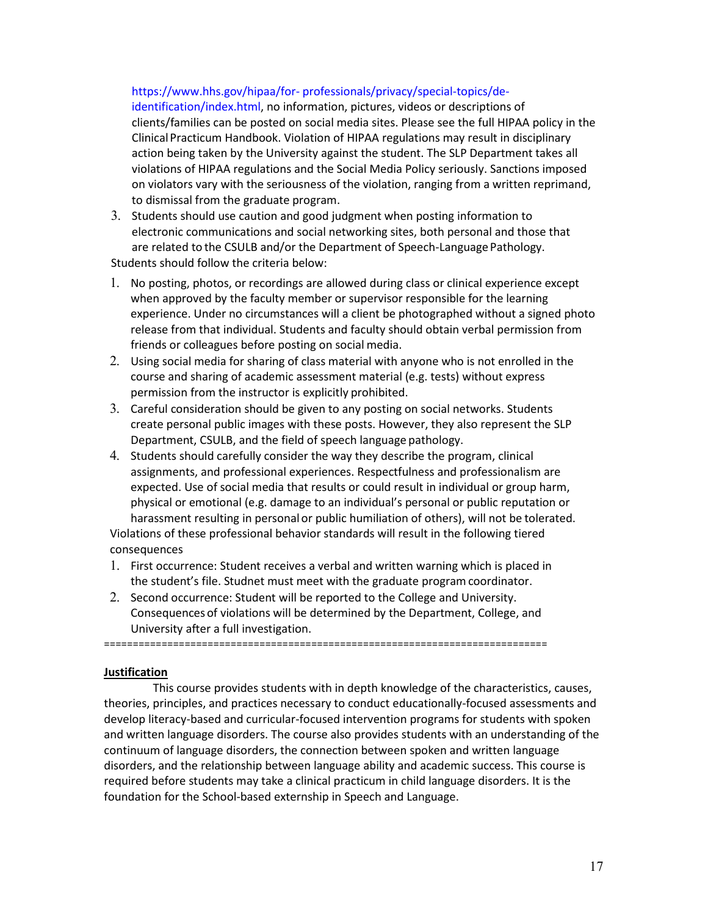https://www.hhs.gov/hipaa/for- professionals/privacy/special-topics/de-identification/index.html, no information, pictures, videos or descriptions of clients/families can be posted on social media sites. Please see the full HIPAA policy in the Clinical Practicum Handbook. Violation of HIPAA regulations may result in disciplinary action being taken by the University against the student. The SLP Department takes all violations of HIPAA regulations and the Social Media Policy seriously. Sanctions imposed on violators vary with the seriousness of the violation, ranging from a written reprimand, to dismissal from the graduate program.

3. Students should use caution and good judgment when posting information to electronic communications and social networking sites, both personal and those that are related to the CSULB and/or the Department of Speech-Language Pathology.

Students should follow the criteria below:

1. No posting, photos, or recordings are allowed during class or clinical experience except when approved by the faculty member or supervisor responsible for the learning experience. Under no circumstances will a client be photographed without a signed photo release from that individual. Students and faculty should obtain verbal permission from friends or colleagues before posting on social media.
2. Using social media for sharing of class material with anyone who is not enrolled in the course and sharing of academic assessment material (e.g. tests) without express permission from the instructor is explicitly prohibited.
3. Careful consideration should be given to any posting on social networks. Students create personal public images with these posts. However, they also represent the SLP Department, CSULB, and the field of speech language pathology.
4. Students should carefully consider the way they describe the program, clinical assignments, and professional experiences. Respectfulness and professionalism are expected. Use of social media that results or could result in individual or group harm, physical or emotional (e.g. damage to an individual's personal or public reputation or harassment resulting in personal or public humiliation of others), will not be tolerated.

Violations of these professional behavior standards will result in the following tiered consequences

1. First occurrence: Student receives a verbal and written warning which is placed in the student's file. Studnet must meet with the graduate program coordinator.
2. Second occurrence: Student will be reported to the College and University. Consequences of violations will be determined by the Department, College, and University after a full investigation.

==========================================================================

**Justification**

This course provides students with in depth knowledge of the characteristics, causes, theories, principles, and practices necessary to conduct educationally-focused assessments and develop literacy-based and curricular-focused intervention programs for students with spoken and written language disorders. The course also provides students with an understanding of the continuum of language disorders, the connection between spoken and written language disorders, and the relationship between language ability and academic success. This course is required before students may take a clinical practicum in child language disorders. It is the foundation for the School-based externship in Speech and Language.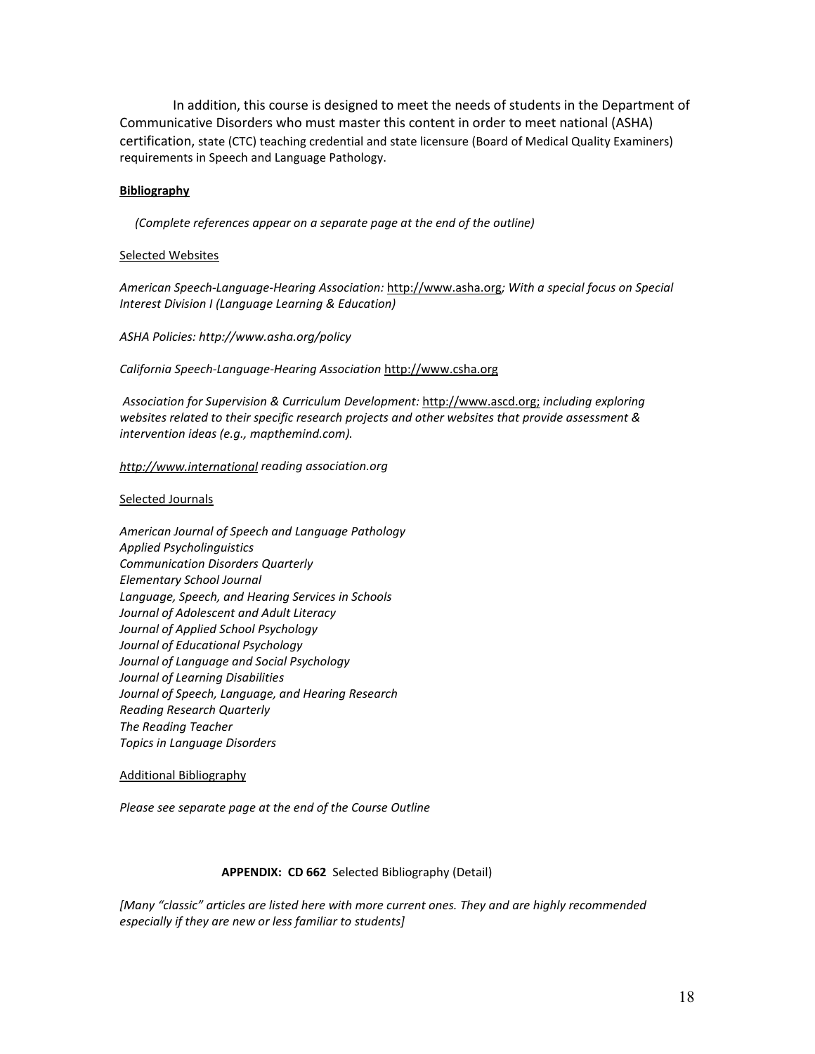In addition, this course is designed to meet the needs of students in the Department of Communicative Disorders who must master this content in order to meet national (ASHA) certification, state (CTC) teaching credential and state licensure (Board of Medical Quality Examiners) requirements in Speech and Language Pathology.

**Bibliography**

*(Complete references appear on a separate page at the end of the outline)*

Selected Websites

*American Speech-Language-Hearing Association:* http://www.asha.org*; With a special focus on Special Interest Division I (Language Learning & Education)*

*ASHA Policies: http://www.asha.org/policy*

*California Speech-Language-Hearing Association* http://www.csha.org

*Association for Supervision & Curriculum Development:* http://www.ascd.org; *including exploring websites related to their specific research projects and other websites that provide assessment & intervention ideas (e.g., mapthemind.com).*

*http://www.international reading association.org*

Selected Journals

*American Journal of Speech and Language Pathology*
*Applied Psycholinguistics*
*Communication Disorders Quarterly*
*Elementary School Journal*
*Language, Speech, and Hearing Services in Schools*
*Journal of Adolescent and Adult Literacy*
*Journal of Applied School Psychology*
*Journal of Educational Psychology*
*Journal of Language and Social Psychology*
*Journal of Learning Disabilities*
*Journal of Speech, Language, and Hearing Research*
*Reading Research Quarterly*
*The Reading Teacher*
*Topics in Language Disorders*

Additional Bibliography

*Please see separate page at the end of the Course Outline*

**APPENDIX: CD 662** Selected Bibliography (Detail)

*[Many "classic" articles are listed here with more current ones. They and are highly recommended especially if they are new or less familiar to students]*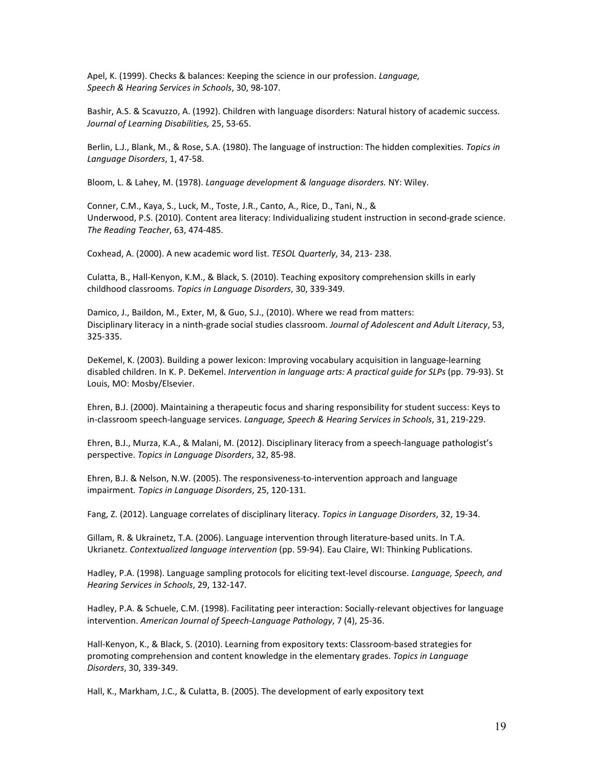Apel, K. (1999). Checks & balances: Keeping the science in our profession. *Language, Speech & Hearing Services in Schools*, 30, 98-107.

Bashir, A.S. & Scavuzzo, A. (1992). Children with language disorders: Natural history of academic success. *Journal of Learning Disabilities,* 25, 53-65.

Berlin, L.J., Blank, M., & Rose, S.A. (1980). The language of instruction: The hidden complexities. *Topics in Language Disorders*, 1, 47-58.

Bloom, L. & Lahey, M. (1978). *Language development & language disorders.* NY: Wiley.

Conner, C.M., Kaya, S., Luck, M., Toste, J.R., Canto, A., Rice, D., Tani, N., & Underwood, P.S. (2010). Content area literacy: Individualizing student instruction in second-grade science. *The Reading Teacher*, 63, 474-485.

Coxhead, A. (2000). A new academic word list. *TESOL Quarterly*, 34, 213- 238.

Culatta, B., Hall-Kenyon, K.M., & Black, S. (2010). Teaching expository comprehension skills in early childhood classrooms. *Topics in Language Disorders*, 30, 339-349.

Damico, J., Baildon, M., Exter, M, & Guo, S.J., (2010). Where we read from matters: Disciplinary literacy in a ninth-grade social studies classroom. *Journal of Adolescent and Adult Literacy*, 53, 325-335.

DeKemel, K. (2003). Building a power lexicon: Improving vocabulary acquisition in language-learning disabled children. In K. P. DeKemel. *Intervention in language arts: A practical guide for SLPs* (pp. 79-93). St Louis, MO: Mosby/Elsevier.

Ehren, B.J. (2000). Maintaining a therapeutic focus and sharing responsibility for student success: Keys to in-classroom speech-language services. *Language, Speech & Hearing Services in Schools*, 31, 219-229.

Ehren, B.J., Murza, K.A., & Malani, M. (2012). Disciplinary literacy from a speech-language pathologist's perspective. *Topics in Language Disorders*, 32, 85-98.

Ehren, B.J. & Nelson, N.W. (2005). The responsiveness-to-intervention approach and language impairment*. Topics in Language Disorders*, 25, 120-131.

Fang, Z. (2012). Language correlates of disciplinary literacy. *Topics in Language Disorders*, 32, 19-34.

Gillam, R. & Ukrainetz, T.A. (2006). Language intervention through literature-based units. In T.A. Ukrianetz. *Contextualized language intervention* (pp. 59-94). Eau Claire, WI: Thinking Publications.

Hadley, P.A. (1998). Language sampling protocols for eliciting text-level discourse. *Language, Speech, and Hearing Services in Schools*, 29, 132-147.

Hadley, P.A. & Schuele, C.M. (1998). Facilitating peer interaction: Socially-relevant objectives for language intervention. *American Journal of Speech-Language Pathology*, 7 (4), 25-36.

Hall-Kenyon, K., & Black, S. (2010). Learning from expository texts: Classroom-based strategies for promoting comprehension and content knowledge in the elementary grades. *Topics in Language Disorders*, 30, 339-349.

Hall, K., Markham, J.C., & Culatta, B. (2005). The development of early expository text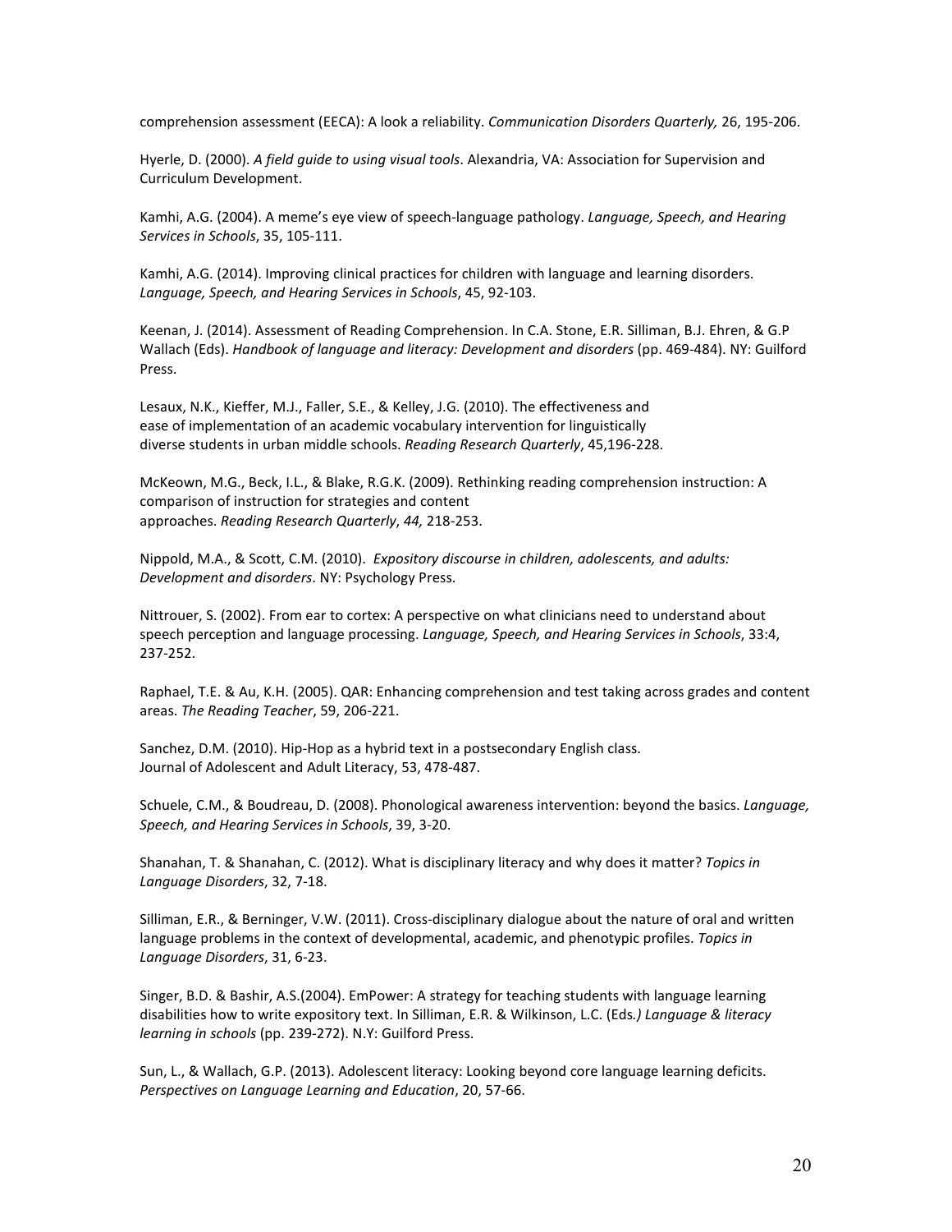comprehension assessment (EECA): A look a reliability. *Communication Disorders Quarterly,* 26, 195-206.

Hyerle, D. (2000). *A field guide to using visual tools*. Alexandria, VA: Association for Supervision and Curriculum Development.

Kamhi, A.G. (2004). A meme's eye view of speech-language pathology. *Language, Speech, and Hearing Services in Schools*, 35, 105-111.

Kamhi, A.G. (2014). Improving clinical practices for children with language and learning disorders. *Language, Speech, and Hearing Services in Schools*, 45, 92-103.

Keenan, J. (2014). Assessment of Reading Comprehension. In C.A. Stone, E.R. Silliman, B.J. Ehren, & G.P Wallach (Eds). *Handbook of language and literacy: Development and disorders* (pp. 469-484). NY: Guilford Press.

Lesaux, N.K., Kieffer, M.J., Faller, S.E., & Kelley, J.G. (2010). The effectiveness and ease of implementation of an academic vocabulary intervention for linguistically diverse students in urban middle schools. *Reading Research Quarterly*, 45,196-228.

McKeown, M.G., Beck, I.L., & Blake, R.G.K. (2009). Rethinking reading comprehension instruction: A comparison of instruction for strategies and content approaches. *Reading Research Quarterly*, *44,* 218-253.

Nippold, M.A., & Scott, C.M. (2010). *Expository discourse in children, adolescents, and adults: Development and disorders*. NY: Psychology Press.

Nittrouer, S. (2002). From ear to cortex: A perspective on what clinicians need to understand about speech perception and language processing. *Language, Speech, and Hearing Services in Schools*, 33:4, 237-252.

Raphael, T.E. & Au, K.H. (2005). QAR: Enhancing comprehension and test taking across grades and content areas. *The Reading Teacher*, 59, 206-221.

Sanchez, D.M. (2010). Hip-Hop as a hybrid text in a postsecondary English class. Journal of Adolescent and Adult Literacy, 53, 478-487.

Schuele, C.M., & Boudreau, D. (2008). Phonological awareness intervention: beyond the basics. *Language, Speech, and Hearing Services in Schools*, 39, 3-20.

Shanahan, T. & Shanahan, C. (2012). What is disciplinary literacy and why does it matter? *Topics in Language Disorders*, 32, 7-18.

Silliman, E.R., & Berninger, V.W. (2011). Cross-disciplinary dialogue about the nature of oral and written language problems in the context of developmental, academic, and phenotypic profiles. *Topics in Language Disorders*, 31, 6-23.

Singer, B.D. & Bashir, A.S.(2004). EmPower: A strategy for teaching students with language learning disabilities how to write expository text. In Silliman, E.R. & Wilkinson, L.C. (Eds*.) Language & literacy learning in schools* (pp. 239-272). N.Y: Guilford Press.

Sun, L., & Wallach, G.P. (2013). Adolescent literacy: Looking beyond core language learning deficits. *Perspectives on Language Learning and Education*, 20, 57-66.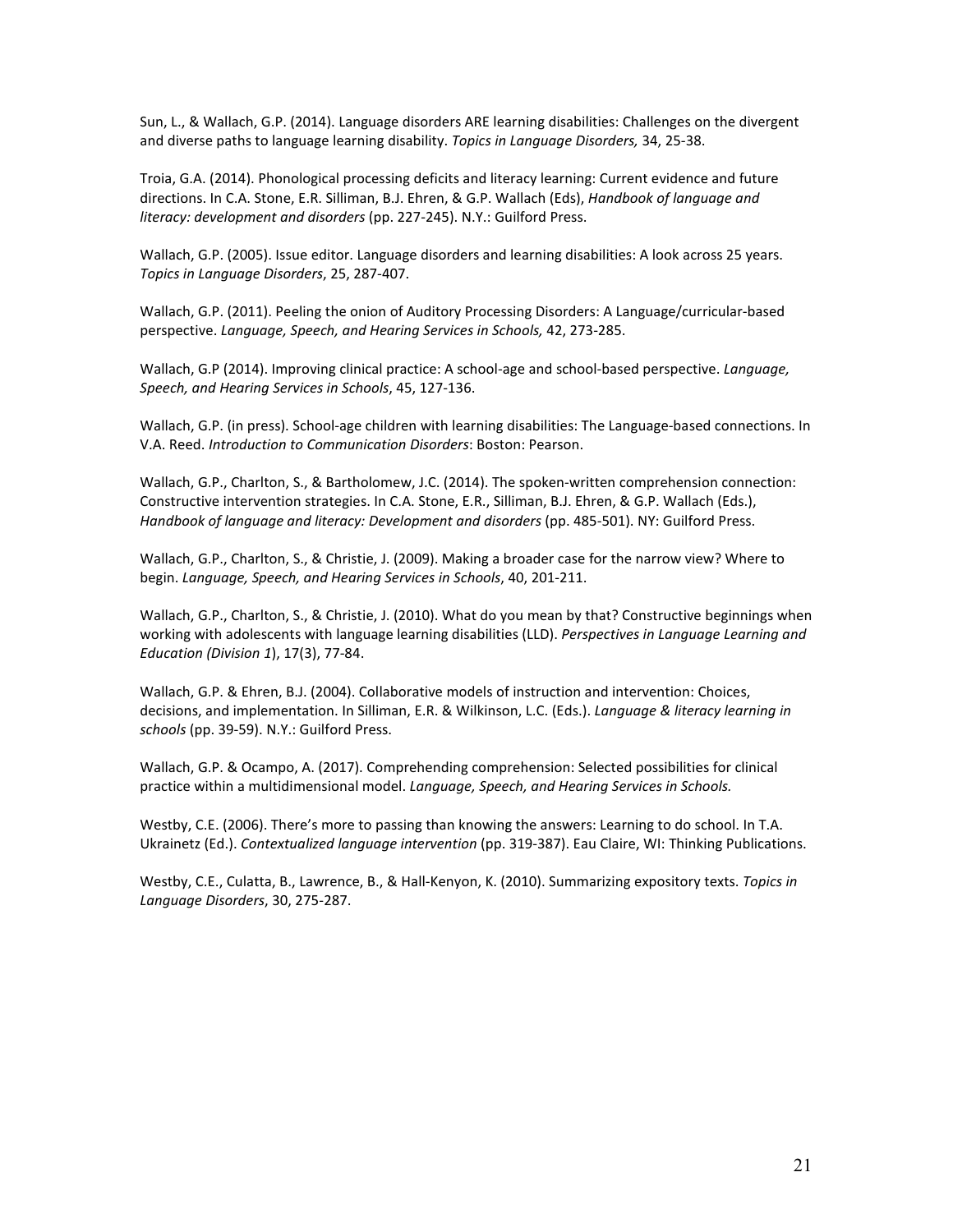Sun, L., & Wallach, G.P. (2014). Language disorders ARE learning disabilities: Challenges on the divergent and diverse paths to language learning disability. *Topics in Language Disorders,* 34, 25-38.

Troia, G.A. (2014). Phonological processing deficits and literacy learning: Current evidence and future directions. In C.A. Stone, E.R. Silliman, B.J. Ehren, & G.P. Wallach (Eds), *Handbook of language and literacy: development and disorders* (pp. 227-245). N.Y.: Guilford Press.

Wallach, G.P. (2005). Issue editor. Language disorders and learning disabilities: A look across 25 years. *Topics in Language Disorders*, 25, 287-407.

Wallach, G.P. (2011). Peeling the onion of Auditory Processing Disorders: A Language/curricular-based perspective. *Language, Speech, and Hearing Services in Schools,* 42, 273-285.

Wallach, G.P (2014). Improving clinical practice: A school-age and school-based perspective. *Language, Speech, and Hearing Services in Schools*, 45, 127-136.

Wallach, G.P. (in press). School-age children with learning disabilities: The Language-based connections. In V.A. Reed. *Introduction to Communication Disorders*: Boston: Pearson.

Wallach, G.P., Charlton, S., & Bartholomew, J.C. (2014). The spoken-written comprehension connection: Constructive intervention strategies. In C.A. Stone, E.R., Silliman, B.J. Ehren, & G.P. Wallach (Eds.), *Handbook of language and literacy: Development and disorders* (pp. 485-501). NY: Guilford Press.

Wallach, G.P., Charlton, S., & Christie, J. (2009). Making a broader case for the narrow view? Where to begin. *Language, Speech, and Hearing Services in Schools*, 40, 201-211.

Wallach, G.P., Charlton, S., & Christie, J. (2010). What do you mean by that? Constructive beginnings when working with adolescents with language learning disabilities (LLD). *Perspectives in Language Learning and Education (Division 1*), 17(3), 77-84.

Wallach, G.P. & Ehren, B.J. (2004). Collaborative models of instruction and intervention: Choices, decisions, and implementation. In Silliman, E.R. & Wilkinson, L.C. (Eds.). *Language & literacy learning in schools* (pp. 39-59). N.Y.: Guilford Press.

Wallach, G.P. & Ocampo, A. (2017). Comprehending comprehension: Selected possibilities for clinical practice within a multidimensional model. *Language, Speech, and Hearing Services in Schools.*

Westby, C.E. (2006). There's more to passing than knowing the answers: Learning to do school. In T.A. Ukrainetz (Ed.). *Contextualized language intervention* (pp. 319-387). Eau Claire, WI: Thinking Publications.

Westby, C.E., Culatta, B., Lawrence, B., & Hall-Kenyon, K. (2010). Summarizing expository texts. *Topics in Language Disorders*, 30, 275-287.